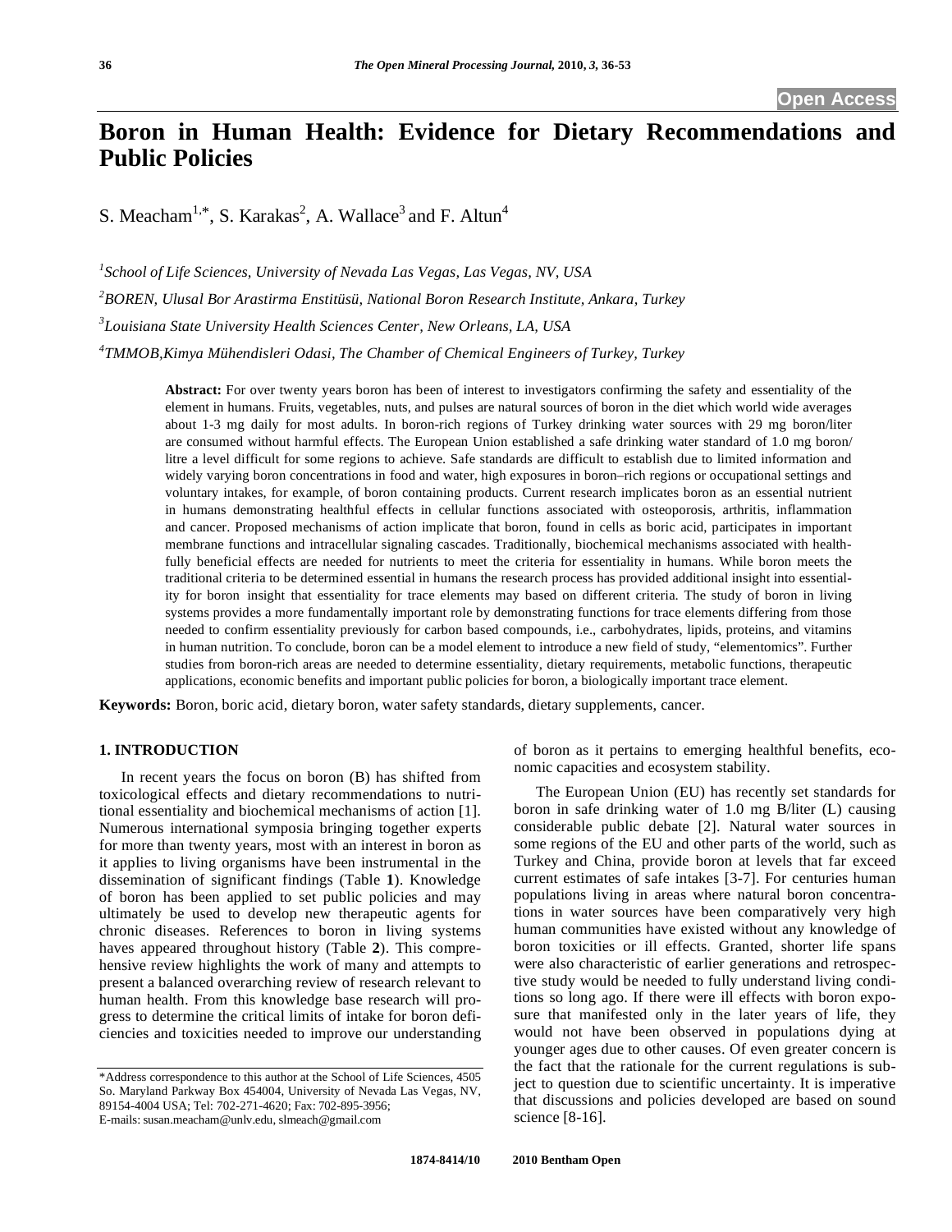Open Access

# Boron in Human Health: Evidence for Dietary Recommendations and Public Policies

S. Meacham[1,*], S. Karakas[2], A. Wallace[3] and F. Altun[4]

[1]*School of Life Sciences, University of Nevada Las Vegas, Las Vegas, NV, USA*

[2]*BOREN, Ulusal Bor Arastirma Enstitüsü, National Boron Research Institute, Ankara, Turkey*

[3]*Louisiana State University Health Sciences Center, New Orleans, LA, USA*

[4]*TMMOB,Kimya Mühendisleri Odasi, The Chamber of Chemical Engineers of Turkey, Turkey*

**Abstract:** For over twenty years boron has been of interest to investigators confirming the safety and essentiality of the element in humans. Fruits, vegetables, nuts, and pulses are natural sources of boron in the diet which world wide averages about 1-3 mg daily for most adults. In boron-rich regions of Turkey drinking water sources with 29 mg boron/liter are consumed without harmful effects. The European Union established a safe drinking water standard of 1.0 mg boron/ litre a level difficult for some regions to achieve. Safe standards are difficult to establish due to limited information and widely varying boron concentrations in food and water, high exposures in boron–rich regions or occupational settings and voluntary intakes, for example, of boron containing products. Current research implicates boron as an essential nutrient in humans demonstrating healthful effects in cellular functions associated with osteoporosis, arthritis, inflammation and cancer. Proposed mechanisms of action implicate that boron, found in cells as boric acid, participates in important membrane functions and intracellular signaling cascades. Traditionally, biochemical mechanisms associated with healthfully beneficial effects are needed for nutrients to meet the criteria for essentiality in humans. While boron meets the traditional criteria to be determined essential in humans the research process has provided additional insight into essentiality for boron insight that essentiality for trace elements may based on different criteria. The study of boron in living systems provides a more fundamentally important role by demonstrating functions for trace elements differing from those needed to confirm essentiality previously for carbon based compounds, i.e., carbohydrates, lipids, proteins, and vitamins in human nutrition. To conclude, boron can be a model element to introduce a new field of study, "elementomics". Further studies from boron-rich areas are needed to determine essentiality, dietary requirements, metabolic functions, therapeutic applications, economic benefits and important public policies for boron, a biologically important trace element.

**Keywords:** Boron, boric acid, dietary boron, water safety standards, dietary supplements, cancer.

## 1. INTRODUCTION

In recent years the focus on boron (B) has shifted from toxicological effects and dietary recommendations to nutritional essentiality and biochemical mechanisms of action [1]. Numerous international symposia bringing together experts for more than twenty years, most with an interest in boron as it applies to living organisms have been instrumental in the dissemination of significant findings (Table **1**). Knowledge of boron has been applied to set public policies and may ultimately be used to develop new therapeutic agents for chronic diseases. References to boron in living systems have appeared throughout history (Table **2**). This comprehensive review highlights the work of many and attempts to present a balanced overarching review of research relevant to human health. From this knowledge base research will progress to determine the critical limits of intake for boron deficiencies and toxicities needed to improve our understanding of boron as it pertains to emerging healthful benefits, economic capacities and ecosystem stability.

The European Union (EU) has recently set standards for boron in safe drinking water of 1.0 mg B/liter (L) causing considerable public debate [2]. Natural water sources in some regions of the EU and other parts of the world, such as Turkey and China, provide boron at levels that far exceed current estimates of safe intakes [3-7]. For centuries human populations living in areas where natural boron concentrations in water sources have been comparatively very high human communities have existed without any knowledge of boron toxicities or ill effects. Granted, shorter life spans were also characteristic of earlier generations and retrospective study would be needed to fully understand living conditions so long ago. If there were ill effects with boron exposure that manifested only in the later years of life, they would not have been observed in populations dying at younger ages due to other causes. Of even greater concern is the fact that the rationale for the current regulations is subject to question due to scientific uncertainty. It is imperative that discussions and policies developed are based on sound science [8-16].

*Address correspondence to this author at the School of Life Sciences, 4505 So. Maryland Parkway Box 454004, University of Nevada Las Vegas, NV, 89154-4004 USA; Tel: 702-271-4620; Fax: 702-895-3956;
E-mails: susan.meacham@unlv.edu, slmeach@gmail.com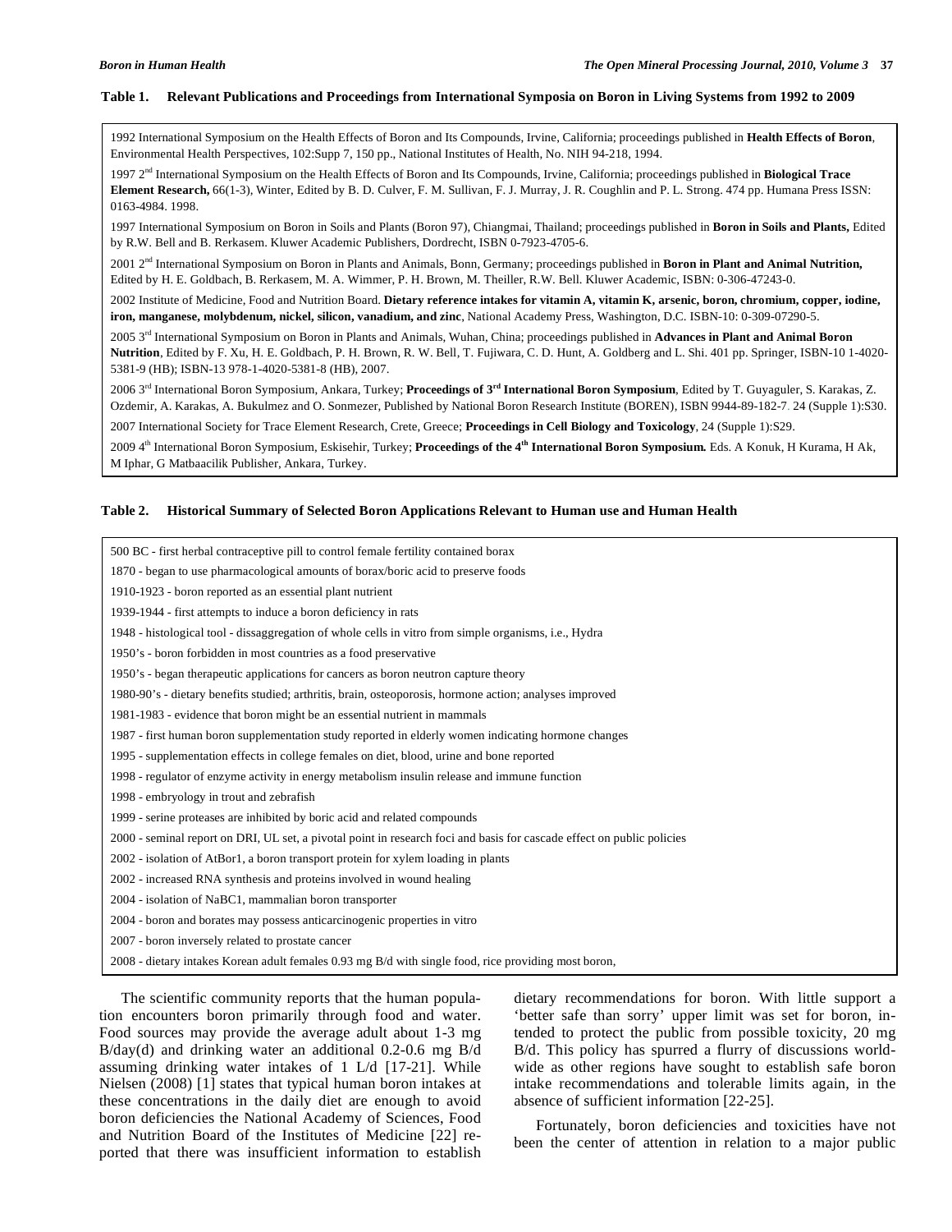**Table 1. Relevant Publications and Proceedings from International Symposia on Boron in Living Systems from 1992 to 2009**

|  |
|---|
| 1992 International Symposium on the Health Effects of Boron and Its Compounds, Irvine, California; proceedings published in **Health Effects of Boron**, Environmental Health Perspectives, 102:Supp 7, 150 pp., National Institutes of Health, No. NIH 94-218, 1994. |
| 1997 2nd International Symposium on the Health Effects of Boron and Its Compounds, Irvine, California; proceedings published in **Biological Trace Element Research,** 66(1-3), Winter, Edited by B. D. Culver, F. M. Sullivan, F. J. Murray, J. R. Coughlin and P. L. Strong. 474 pp. Humana Press ISSN: 0163-4984. 1998. |
| 1997 International Symposium on Boron in Soils and Plants (Boron 97), Chiangmai, Thailand; proceedings published in **Boron in Soils and Plants,** Edited by R.W. Bell and B. Rerkasem. Kluwer Academic Publishers, Dordrecht, ISBN 0-7923-4705-6. |
| 2001 2nd International Symposium on Boron in Plants and Animals, Bonn, Germany; proceedings published in **Boron in Plant and Animal Nutrition,** Edited by H. E. Goldbach, B. Rerkasem, M. A. Wimmer, P. H. Brown, M. Theiller, R.W. Bell. Kluwer Academic, ISBN: 0-306-47243-0. |
| 2002 Institute of Medicine, Food and Nutrition Board. **Dietary reference intakes for vitamin A, vitamin K, arsenic, boron, chromium, copper, iodine, iron, manganese, molybdenum, nickel, silicon, vanadium, and zinc**, National Academy Press, Washington, D.C. ISBN-10: 0-309-07290-5. |
| 2005 3rd International Symposium on Boron in Plants and Animals, Wuhan, China; proceedings published in **Advances in Plant and Animal Boron Nutrition**, Edited by F. Xu, H. E. Goldbach, P. H. Brown, R. W. Bell, T. Fujiwara, C. D. Hunt, A. Goldberg and L. Shi. 401 pp. Springer, ISBN-10 1-4020-5381-9 (HB); ISBN-13 978-1-4020-5381-8 (HB), 2007. |
| 2006 3rd International Boron Symposium, Ankara, Turkey; **Proceedings of 3rd International Boron Symposium**, Edited by T. Guyaguler, S. Karakas, Z. Ozdemir, A. Karakas, A. Bukulmez and O. Sonmezer, Published by National Boron Research Institute (BOREN), ISBN 9944-89-182-7. 24 (Supple 1):S30. |
| 2007 International Society for Trace Element Research, Crete, Greece; **Proceedings in Cell Biology and Toxicology**, 24 (Supple 1):S29. |
| 2009 4th International Boron Symposium, Eskisehir, Turkey; **Proceedings of the 4th International Boron Symposium.** Eds. A Konuk, H Kurama, H Ak, M Iphar, G Matbaacilik Publisher, Ankara, Turkey. |

**Table 2. Historical Summary of Selected Boron Applications Relevant to Human use and Human Health**

|  |
|---|
| 500 BC - first herbal contraceptive pill to control female fertility contained borax |
| 1870 - began to use pharmacological amounts of borax/boric acid to preserve foods |
| 1910-1923 - boron reported as an essential plant nutrient |
| 1939-1944 - first attempts to induce a boron deficiency in rats |
| 1948 - histological tool - dissaggregation of whole cells in vitro from simple organisms, i.e., Hydra |
| 1950's - boron forbidden in most countries as a food preservative |
| 1950's - began therapeutic applications for cancers as boron neutron capture theory |
| 1980-90's - dietary benefits studied; arthritis, brain, osteoporosis, hormone action; analyses improved |
| 1981-1983 - evidence that boron might be an essential nutrient in mammals |
| 1987 - first human boron supplementation study reported in elderly women indicating hormone changes |
| 1995 - supplementation effects in college females on diet, blood, urine and bone reported |
| 1998 - regulator of enzyme activity in energy metabolism insulin release and immune function |
| 1998 - embryology in trout and zebrafish |
| 1999 - serine proteases are inhibited by boric acid and related compounds |
| 2000 - seminal report on DRI, UL set, a pivotal point in research foci and basis for cascade effect on public policies |
| 2002 - isolation of AtBor1, a boron transport protein for xylem loading in plants |
| 2002 - increased RNA synthesis and proteins involved in wound healing |
| 2004 - isolation of NaBC1, mammalian boron transporter |
| 2004 - boron and borates may possess anticarcinogenic properties in vitro |
| 2007 - boron inversely related to prostate cancer |
| 2008 - dietary intakes Korean adult females 0.93 mg B/d with single food, rice providing most boron, |

The scientific community reports that the human population encounters boron primarily through food and water. Food sources may provide the average adult about 1-3 mg B/day(d) and drinking water an additional 0.2-0.6 mg B/d assuming drinking water intakes of 1 L/d [17-21]. While Nielsen (2008) [1] states that typical human boron intakes at these concentrations in the daily diet are enough to avoid boron deficiencies the National Academy of Sciences, Food and Nutrition Board of the Institutes of Medicine [22] reported that there was insufficient information to establish dietary recommendations for boron. With little support a 'better safe than sorry' upper limit was set for boron, intended to protect the public from possible toxicity, 20 mg B/d. This policy has spurred a flurry of discussions worldwide as other regions have sought to establish safe boron intake recommendations and tolerable limits again, in the absence of sufficient information [22-25].

Fortunately, boron deficiencies and toxicities have not been the center of attention in relation to a major public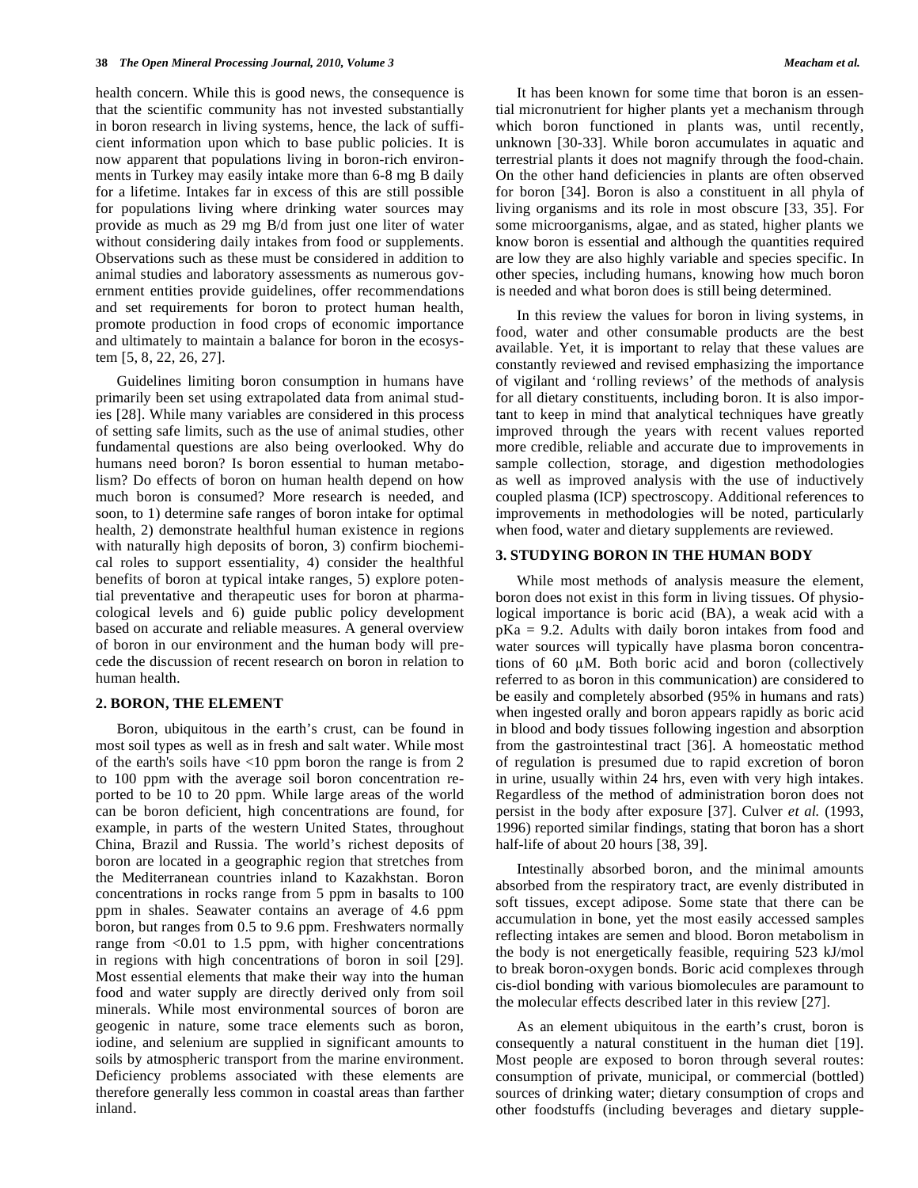health concern. While this is good news, the consequence is that the scientific community has not invested substantially in boron research in living systems, hence, the lack of sufficient information upon which to base public policies. It is now apparent that populations living in boron-rich environments in Turkey may easily intake more than 6-8 mg B daily for a lifetime. Intakes far in excess of this are still possible for populations living where drinking water sources may provide as much as 29 mg B/d from just one liter of water without considering daily intakes from food or supplements. Observations such as these must be considered in addition to animal studies and laboratory assessments as numerous government entities provide guidelines, offer recommendations and set requirements for boron to protect human health, promote production in food crops of economic importance and ultimately to maintain a balance for boron in the ecosystem [5, 8, 22, 26, 27].

Guidelines limiting boron consumption in humans have primarily been set using extrapolated data from animal studies [28]. While many variables are considered in this process of setting safe limits, such as the use of animal studies, other fundamental questions are also being overlooked. Why do humans need boron? Is boron essential to human metabolism? Do effects of boron on human health depend on how much boron is consumed? More research is needed, and soon, to 1) determine safe ranges of boron intake for optimal health, 2) demonstrate healthful human existence in regions with naturally high deposits of boron, 3) confirm biochemical roles to support essentiality, 4) consider the healthful benefits of boron at typical intake ranges, 5) explore potential preventative and therapeutic uses for boron at pharmacological levels and 6) guide public policy development based on accurate and reliable measures. A general overview of boron in our environment and the human body will precede the discussion of recent research on boron in relation to human health.

## 2. BORON, THE ELEMENT

Boron, ubiquitous in the earth's crust, can be found in most soil types as well as in fresh and salt water. While most of the earth's soils have <10 ppm boron the range is from 2 to 100 ppm with the average soil boron concentration reported to be 10 to 20 ppm. While large areas of the world can be boron deficient, high concentrations are found, for example, in parts of the western United States, throughout China, Brazil and Russia. The world's richest deposits of boron are located in a geographic region that stretches from the Mediterranean countries inland to Kazakhstan. Boron concentrations in rocks range from 5 ppm in basalts to 100 ppm in shales. Seawater contains an average of 4.6 ppm boron, but ranges from 0.5 to 9.6 ppm. Freshwaters normally range from <0.01 to 1.5 ppm, with higher concentrations in regions with high concentrations of boron in soil [29]. Most essential elements that make their way into the human food and water supply are directly derived only from soil minerals. While most environmental sources of boron are geogenic in nature, some trace elements such as boron, iodine, and selenium are supplied in significant amounts to soils by atmospheric transport from the marine environment. Deficiency problems associated with these elements are therefore generally less common in coastal areas than farther inland.

It has been known for some time that boron is an essential micronutrient for higher plants yet a mechanism through which boron functioned in plants was, until recently, unknown [30-33]. While boron accumulates in aquatic and terrestrial plants it does not magnify through the food-chain. On the other hand deficiencies in plants are often observed for boron [34]. Boron is also a constituent in all phyla of living organisms and its role in most obscure [33, 35]. For some microorganisms, algae, and as stated, higher plants we know boron is essential and although the quantities required are low they are also highly variable and species specific. In other species, including humans, knowing how much boron is needed and what boron does is still being determined.

In this review the values for boron in living systems, in food, water and other consumable products are the best available. Yet, it is important to relay that these values are constantly reviewed and revised emphasizing the importance of vigilant and 'rolling reviews' of the methods of analysis for all dietary constituents, including boron. It is also important to keep in mind that analytical techniques have greatly improved through the years with recent values reported more credible, reliable and accurate due to improvements in sample collection, storage, and digestion methodologies as well as improved analysis with the use of inductively coupled plasma (ICP) spectroscopy. Additional references to improvements in methodologies will be noted, particularly when food, water and dietary supplements are reviewed.

## 3. STUDYING BORON IN THE HUMAN BODY

While most methods of analysis measure the element, boron does not exist in this form in living tissues. Of physiological importance is boric acid (BA), a weak acid with a pKa = 9.2. Adults with daily boron intakes from food and water sources will typically have plasma boron concentrations of 60 μM. Both boric acid and boron (collectively referred to as boron in this communication) are considered to be easily and completely absorbed (95% in humans and rats) when ingested orally and boron appears rapidly as boric acid in blood and body tissues following ingestion and absorption from the gastrointestinal tract [36]. A homeostatic method of regulation is presumed due to rapid excretion of boron in urine, usually within 24 hrs, even with very high intakes. Regardless of the method of administration boron does not persist in the body after exposure [37]. Culver *et al.* (1993, 1996) reported similar findings, stating that boron has a short half-life of about 20 hours [38, 39].

Intestinally absorbed boron, and the minimal amounts absorbed from the respiratory tract, are evenly distributed in soft tissues, except adipose. Some state that there can be accumulation in bone, yet the most easily accessed samples reflecting intakes are semen and blood. Boron metabolism in the body is not energetically feasible, requiring 523 kJ/mol to break boron-oxygen bonds. Boric acid complexes through cis-diol bonding with various biomolecules are paramount to the molecular effects described later in this review [27].

As an element ubiquitous in the earth's crust, boron is consequently a natural constituent in the human diet [19]. Most people are exposed to boron through several routes: consumption of private, municipal, or commercial (bottled) sources of drinking water; dietary consumption of crops and other foodstuffs (including beverages and dietary supple-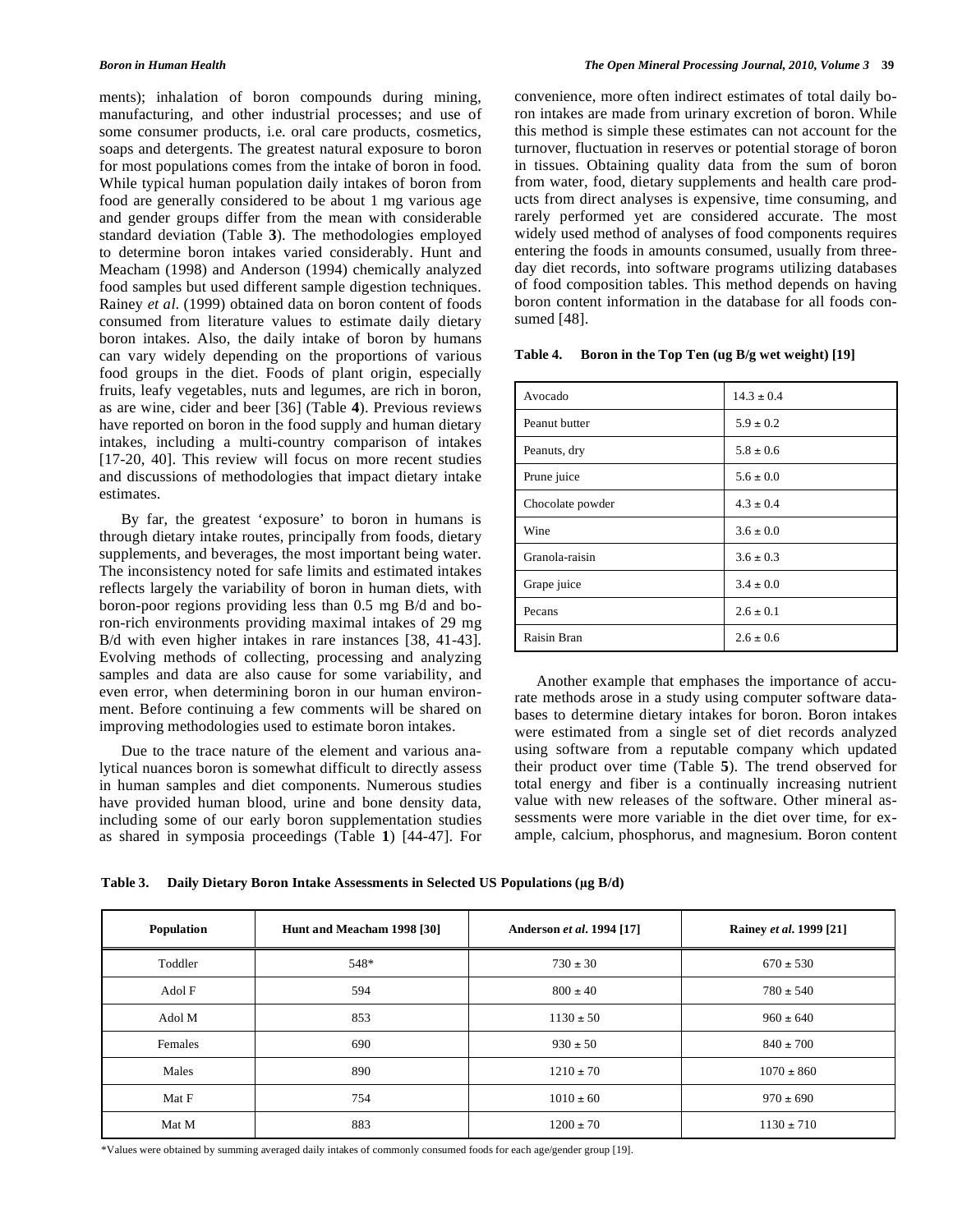ments); inhalation of boron compounds during mining, manufacturing, and other industrial processes; and use of some consumer products, i.e. oral care products, cosmetics, soaps and detergents. The greatest natural exposure to boron for most populations comes from the intake of boron in food. While typical human population daily intakes of boron from food are generally considered to be about 1 mg various age and gender groups differ from the mean with considerable standard deviation (Table **3**). The methodologies employed to determine boron intakes varied considerably. Hunt and Meacham (1998) and Anderson (1994) chemically analyzed food samples but used different sample digestion techniques. Rainey *et al.* (1999) obtained data on boron content of foods consumed from literature values to estimate daily dietary boron intakes. Also, the daily intake of boron by humans can vary widely depending on the proportions of various food groups in the diet. Foods of plant origin, especially fruits, leafy vegetables, nuts and legumes, are rich in boron, as are wine, cider and beer [36] (Table **4**). Previous reviews have reported on boron in the food supply and human dietary intakes, including a multi-country comparison of intakes [17-20, 40]. This review will focus on more recent studies and discussions of methodologies that impact dietary intake estimates.

By far, the greatest 'exposure' to boron in humans is through dietary intake routes, principally from foods, dietary supplements, and beverages, the most important being water. The inconsistency noted for safe limits and estimated intakes reflects largely the variability of boron in human diets, with boron-poor regions providing less than 0.5 mg B/d and boron-rich environments providing maximal intakes of 29 mg B/d with even higher intakes in rare instances [38, 41-43]. Evolving methods of collecting, processing and analyzing samples and data are also cause for some variability, and even error, when determining boron in our human environment. Before continuing a few comments will be shared on improving methodologies used to estimate boron intakes.

Due to the trace nature of the element and various analytical nuances boron is somewhat difficult to directly assess in human samples and diet components. Numerous studies have provided human blood, urine and bone density data, including some of our early boron supplementation studies as shared in symposia proceedings (Table **1**) [44-47]. For convenience, more often indirect estimates of total daily boron intakes are made from urinary excretion of boron. While this method is simple these estimates can not account for the turnover, fluctuation in reserves or potential storage of boron in tissues. Obtaining quality data from the sum of boron from water, food, dietary supplements and health care products from direct analyses is expensive, time consuming, and rarely performed yet are considered accurate. The most widely used method of analyses of food components requires entering the foods in amounts consumed, usually from three-day diet records, into software programs utilizing databases of food composition tables. This method depends on having boron content information in the database for all foods consumed [48].

**Table 4. Boron in the Top Ten (ug B/g wet weight) [19]**

| | |
|---|---|
| Avocado | 14.3 ± 0.4 |
| Peanut butter | 5.9 ± 0.2 |
| Peanuts, dry | 5.8 ± 0.6 |
| Prune juice | 5.6 ± 0.0 |
| Chocolate powder | 4.3 ± 0.4 |
| Wine | 3.6 ± 0.0 |
| Granola-raisin | 3.6 ± 0.3 |
| Grape juice | 3.4 ± 0.0 |
| Pecans | 2.6 ± 0.1 |
| Raisin Bran | 2.6 ± 0.6 |

Another example that emphases the importance of accurate methods arose in a study using computer software databases to determine dietary intakes for boron. Boron intakes were estimated from a single set of diet records analyzed using software from a reputable company which updated their product over time (Table **5**). The trend observed for total energy and fiber is a continually increasing nutrient value with new releases of the software. Other mineral assessments were more variable in the diet over time, for example, calcium, phosphorus, and magnesium. Boron content

**Table 3. Daily Dietary Boron Intake Assessments in Selected US Populations (μg B/d)**

| Population | Hunt and Meacham 1998 [30] | Anderson *et al*. 1994 [17] | Rainey *et al*. 1999 [21] |
|---|---|---|---|
| Toddler | 548* | 730 ± 30 | 670 ± 530 |
| Adol F | 594 | 800 ± 40 | 780 ± 540 |
| Adol M | 853 | 1130 ± 50 | 960 ± 640 |
| Females | 690 | 930 ± 50 | 840 ± 700 |
| Males | 890 | 1210 ± 70 | 1070 ± 860 |
| Mat F | 754 | 1010 ± 60 | 970 ± 690 |
| Mat M | 883 | 1200 ± 70 | 1130 ± 710 |

*Values were obtained by summing averaged daily intakes of commonly consumed foods for each age/gender group [19].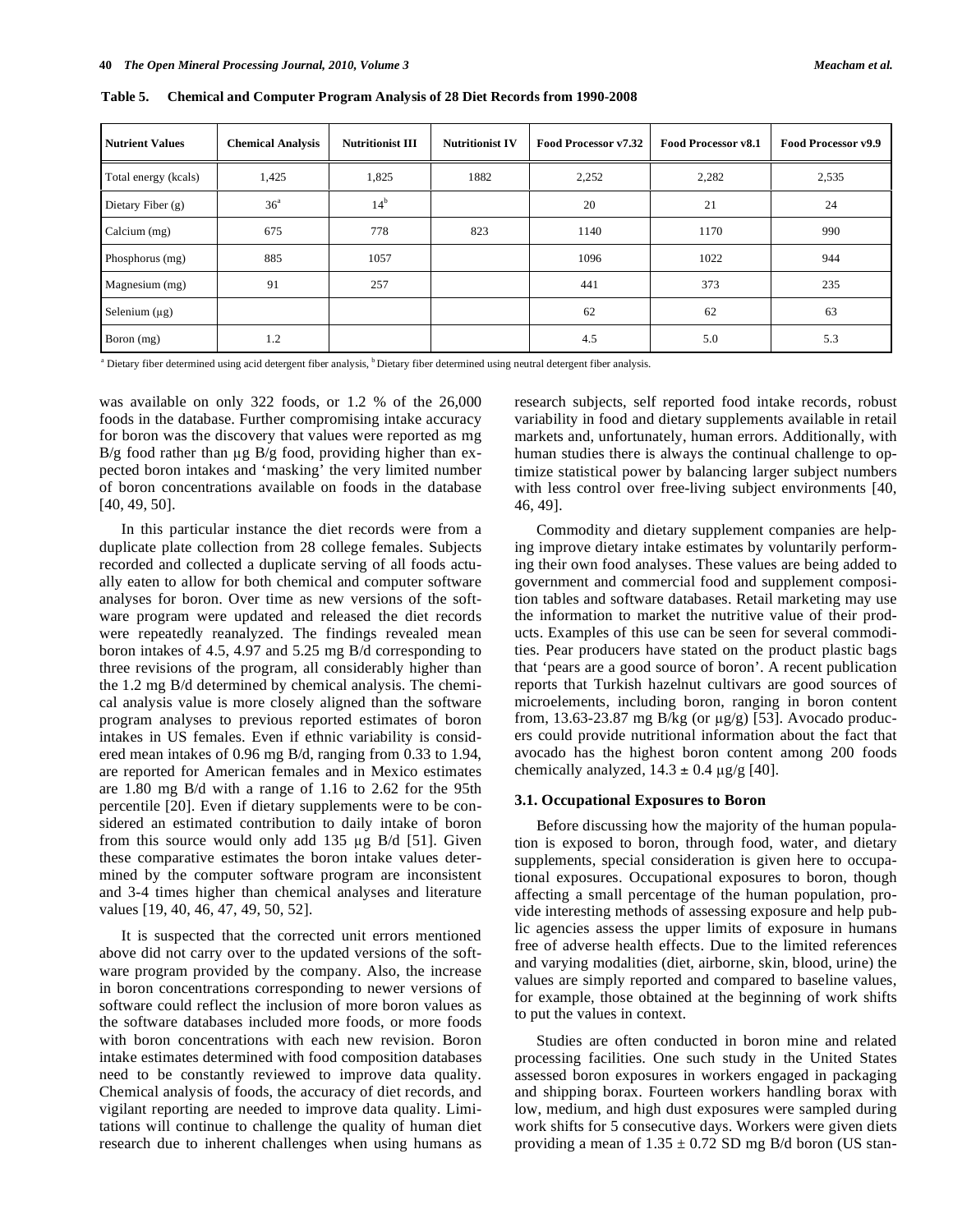**Table 5. Chemical and Computer Program Analysis of 28 Diet Records from 1990-2008**

| Nutrient Values | Chemical Analysis | Nutritionist III | Nutritionist IV | Food Processor v7.32 | Food Processor v8.1 | Food Processor v9.9 |
|---|---|---|---|---|---|---|
| Total energy (kcals) | 1,425 | 1,825 | 1882 | 2,252 | 2,282 | 2,535 |
| Dietary Fiber (g) | 36[a] | 14[b] | | 20 | 21 | 24 |
| Calcium (mg) | 675 | 778 | 823 | 1140 | 1170 | 990 |
| Phosphorus (mg) | 885 | 1057 | | 1096 | 1022 | 944 |
| Magnesium (mg) | 91 | 257 | | 441 | 373 | 235 |
| Selenium (μg) | | | | 62 | 62 | 63 |
| Boron (mg) | 1.2 | | | 4.5 | 5.0 | 5.3 |

[a] Dietary fiber determined using acid detergent fiber analysis, [b] Dietary fiber determined using neutral detergent fiber analysis.

was available on only 322 foods, or 1.2 % of the 26,000 foods in the database. Further compromising intake accuracy for boron was the discovery that values were reported as mg B/g food rather than μg B/g food, providing higher than expected boron intakes and 'masking' the very limited number of boron concentrations available on foods in the database [40, 49, 50].

In this particular instance the diet records were from a duplicate plate collection from 28 college females. Subjects recorded and collected a duplicate serving of all foods actually eaten to allow for both chemical and computer software analyses for boron. Over time as new versions of the software program were updated and released the diet records were repeatedly reanalyzed. The findings revealed mean boron intakes of 4.5, 4.97 and 5.25 mg B/d corresponding to three revisions of the program, all considerably higher than the 1.2 mg B/d determined by chemical analysis. The chemical analysis value is more closely aligned than the software program analyses to previous reported estimates of boron intakes in US females. Even if ethnic variability is considered mean intakes of 0.96 mg B/d, ranging from 0.33 to 1.94, are reported for American females and in Mexico estimates are 1.80 mg B/d with a range of 1.16 to 2.62 for the 95th percentile [20]. Even if dietary supplements were to be considered an estimated contribution to daily intake of boron from this source would only add 135 μg B/d [51]. Given these comparative estimates the boron intake values determined by the computer software program are inconsistent and 3-4 times higher than chemical analyses and literature values [19, 40, 46, 47, 49, 50, 52].

It is suspected that the corrected unit errors mentioned above did not carry over to the updated versions of the software program provided by the company. Also, the increase in boron concentrations corresponding to newer versions of software could reflect the inclusion of more boron values as the software databases included more foods, or more foods with boron concentrations with each new revision. Boron intake estimates determined with food composition databases need to be constantly reviewed to improve data quality. Chemical analysis of foods, the accuracy of diet records, and vigilant reporting are needed to improve data quality. Limitations will continue to challenge the quality of human diet research due to inherent challenges when using humans as research subjects, self reported food intake records, robust variability in food and dietary supplements available in retail markets and, unfortunately, human errors. Additionally, with human studies there is always the continual challenge to optimize statistical power by balancing larger subject numbers with less control over free-living subject environments [40, 46, 49].

Commodity and dietary supplement companies are helping improve dietary intake estimates by voluntarily performing their own food analyses. These values are being added to government and commercial food and supplement composition tables and software databases. Retail marketing may use the information to market the nutritive value of their products. Examples of this use can be seen for several commodities. Pear producers have stated on the product plastic bags that 'pears are a good source of boron'. A recent publication reports that Turkish hazelnut cultivars are good sources of microelements, including boron, ranging in boron content from, 13.63-23.87 mg B/kg (or μg/g) [53]. Avocado producers could provide nutritional information about the fact that avocado has the highest boron content among 200 foods chemically analyzed, 14.3 ± 0.4 μg/g [40].

### 3.1. Occupational Exposures to Boron

Before discussing how the majority of the human population is exposed to boron, through food, water, and dietary supplements, special consideration is given here to occupational exposures. Occupational exposures to boron, though affecting a small percentage of the human population, provide interesting methods of assessing exposure and help public agencies assess the upper limits of exposure in humans free of adverse health effects. Due to the limited references and varying modalities (diet, airborne, skin, blood, urine) the values are simply reported and compared to baseline values, for example, those obtained at the beginning of work shifts to put the values in context.

Studies are often conducted in boron mine and related processing facilities. One such study in the United States assessed boron exposures in workers engaged in packaging and shipping borax. Fourteen workers handling borax with low, medium, and high dust exposures were sampled during work shifts for 5 consecutive days. Workers were given diets providing a mean of 1.35 ± 0.72 SD mg B/d boron (US stan-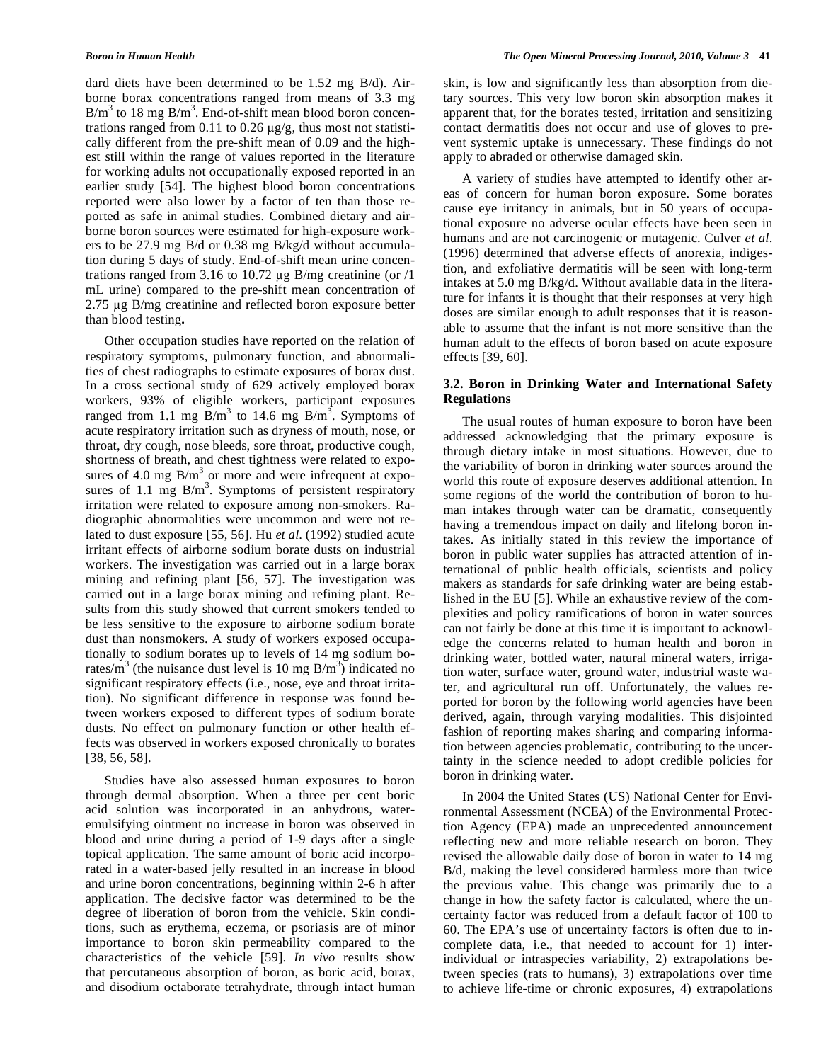dard diets have been determined to be 1.52 mg B/d). Airborne borax concentrations ranged from means of 3.3 mg B/m$^3$ to 18 mg B/m$^3$. End-of-shift mean blood boron concentrations ranged from 0.11 to 0.26 μg/g, thus most not statistically different from the pre-shift mean of 0.09 and the highest still within the range of values reported in the literature for working adults not occupationally exposed reported in an earlier study [54]. The highest blood boron concentrations reported were also lower by a factor of ten than those reported as safe in animal studies. Combined dietary and airborne boron sources were estimated for high-exposure workers to be 27.9 mg B/d or 0.38 mg B/kg/d without accumulation during 5 days of study. End-of-shift mean urine concentrations ranged from 3.16 to 10.72 μg B/mg creatinine (or /1 mL urine) compared to the pre-shift mean concentration of 2.75 μg B/mg creatinine and reflected boron exposure better than blood testing**.**

Other occupation studies have reported on the relation of respiratory symptoms, pulmonary function, and abnormalities of chest radiographs to estimate exposures of borax dust. In a cross sectional study of 629 actively employed borax workers, 93% of eligible workers, participant exposures ranged from 1.1 mg B/m$^3$ to 14.6 mg B/m$^3$. Symptoms of acute respiratory irritation such as dryness of mouth, nose, or throat, dry cough, nose bleeds, sore throat, productive cough, shortness of breath, and chest tightness were related to exposures of 4.0 mg B/m$^3$ or more and were infrequent at exposures of 1.1 mg B/m$^3$. Symptoms of persistent respiratory irritation were related to exposure among non-smokers. Radiographic abnormalities were uncommon and were not related to dust exposure [55, 56]. Hu *et al.* (1992) studied acute irritant effects of airborne sodium borate dusts on industrial workers. The investigation was carried out in a large borax mining and refining plant [56, 57]. The investigation was carried out in a large borax mining and refining plant. Results from this study showed that current smokers tended to be less sensitive to the exposure to airborne sodium borate dust than nonsmokers. A study of workers exposed occupationally to sodium borates up to levels of 14 mg sodium borates/m$^3$ (the nuisance dust level is 10 mg B/m$^3$) indicated no significant respiratory effects (i.e., nose, eye and throat irritation). No significant difference in response was found between workers exposed to different types of sodium borate dusts. No effect on pulmonary function or other health effects was observed in workers exposed chronically to borates [38, 56, 58].

Studies have also assessed human exposures to boron through dermal absorption. When a three per cent boric acid solution was incorporated in an anhydrous, water-emulsifying ointment no increase in boron was observed in blood and urine during a period of 1-9 days after a single topical application. The same amount of boric acid incorporated in a water-based jelly resulted in an increase in blood and urine boron concentrations, beginning within 2-6 h after application. The decisive factor was determined to be the degree of liberation of boron from the vehicle. Skin conditions, such as erythema, eczema, or psoriasis are of minor importance to boron skin permeability compared to the characteristics of the vehicle [59]. *In vivo* results show that percutaneous absorption of boron, as boric acid, borax, and disodium octaborate tetrahydrate, through intact human skin, is low and significantly less than absorption from dietary sources. This very low boron skin absorption makes it apparent that, for the borates tested, irritation and sensitizing contact dermatitis does not occur and use of gloves to prevent systemic uptake is unnecessary. These findings do not apply to abraded or otherwise damaged skin.

A variety of studies have attempted to identify other areas of concern for human boron exposure. Some borates cause eye irritancy in animals, but in 50 years of occupational exposure no adverse ocular effects have been seen in humans and are not carcinogenic or mutagenic. Culver *et al*. (1996) determined that adverse effects of anorexia, indigestion, and exfoliative dermatitis will be seen with long-term intakes at 5.0 mg B/kg/d. Without available data in the literature for infants it is thought that their responses at very high doses are similar enough to adult responses that it is reasonable to assume that the infant is not more sensitive than the human adult to the effects of boron based on acute exposure effects [39, 60].

### 3.2. Boron in Drinking Water and International Safety Regulations

The usual routes of human exposure to boron have been addressed acknowledging that the primary exposure is through dietary intake in most situations. However, due to the variability of boron in drinking water sources around the world this route of exposure deserves additional attention. In some regions of the world the contribution of boron to human intakes through water can be dramatic, consequently having a tremendous impact on daily and lifelong boron intakes. As initially stated in this review the importance of boron in public water supplies has attracted attention of international of public health officials, scientists and policy makers as standards for safe drinking water are being established in the EU [5]. While an exhaustive review of the complexities and policy ramifications of boron in water sources can not fairly be done at this time it is important to acknowledge the concerns related to human health and boron in drinking water, bottled water, natural mineral waters, irrigation water, surface water, ground water, industrial waste water, and agricultural run off. Unfortunately, the values reported for boron by the following world agencies have been derived, again, through varying modalities. This disjointed fashion of reporting makes sharing and comparing information between agencies problematic, contributing to the uncertainty in the science needed to adopt credible policies for boron in drinking water.

In 2004 the United States (US) National Center for Environmental Assessment (NCEA) of the Environmental Protection Agency (EPA) made an unprecedented announcement reflecting new and more reliable research on boron. They revised the allowable daily dose of boron in water to 14 mg B/d, making the level considered harmless more than twice the previous value. This change was primarily due to a change in how the safety factor is calculated, where the uncertainty factor was reduced from a default factor of 100 to 60. The EPA's use of uncertainty factors is often due to incomplete data, i.e., that needed to account for 1) inter-individual or intraspecies variability, 2) extrapolations between species (rats to humans), 3) extrapolations over time to achieve life-time or chronic exposures, 4) extrapolations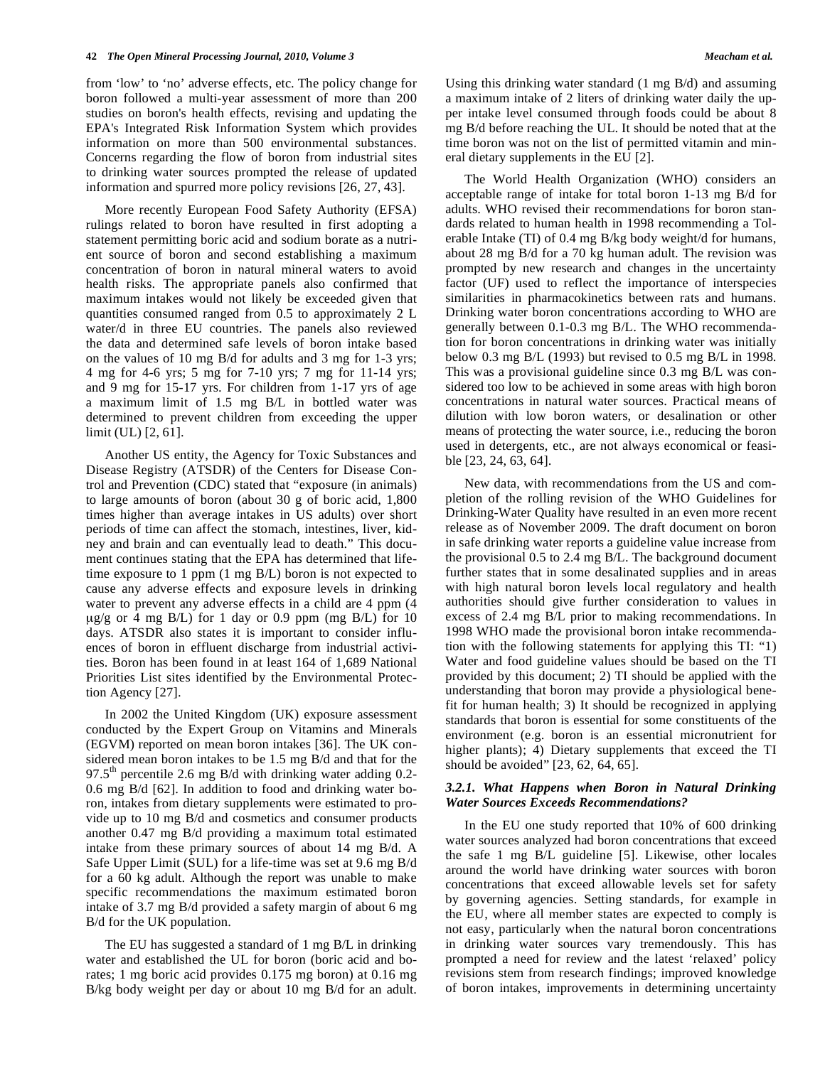from 'low' to 'no' adverse effects, etc. The policy change for boron followed a multi-year assessment of more than 200 studies on boron's health effects, revising and updating the EPA's Integrated Risk Information System which provides information on more than 500 environmental substances. Concerns regarding the flow of boron from industrial sites to drinking water sources prompted the release of updated information and spurred more policy revisions [26, 27, 43].

More recently European Food Safety Authority (EFSA) rulings related to boron have resulted in first adopting a statement permitting boric acid and sodium borate as a nutrient source of boron and second establishing a maximum concentration of boron in natural mineral waters to avoid health risks. The appropriate panels also confirmed that maximum intakes would not likely be exceeded given that quantities consumed ranged from 0.5 to approximately 2 L water/d in three EU countries. The panels also reviewed the data and determined safe levels of boron intake based on the values of 10 mg B/d for adults and 3 mg for 1-3 yrs; 4 mg for 4-6 yrs; 5 mg for 7-10 yrs; 7 mg for 11-14 yrs; and 9 mg for 15-17 yrs. For children from 1-17 yrs of age a maximum limit of 1.5 mg B/L in bottled water was determined to prevent children from exceeding the upper limit (UL) [2, 61].

Another US entity, the Agency for Toxic Substances and Disease Registry (ATSDR) of the Centers for Disease Control and Prevention (CDC) stated that "exposure (in animals) to large amounts of boron (about 30 g of boric acid, 1,800 times higher than average intakes in US adults) over short periods of time can affect the stomach, intestines, liver, kidney and brain and can eventually lead to death." This document continues stating that the EPA has determined that lifetime exposure to 1 ppm (1 mg B/L) boron is not expected to cause any adverse effects and exposure levels in drinking water to prevent any adverse effects in a child are 4 ppm (4 μg/g or 4 mg B/L) for 1 day or 0.9 ppm (mg B/L) for 10 days. ATSDR also states it is important to consider influences of boron in effluent discharge from industrial activities. Boron has been found in at least 164 of 1,689 National Priorities List sites identified by the Environmental Protection Agency [27].

In 2002 the United Kingdom (UK) exposure assessment conducted by the Expert Group on Vitamins and Minerals (EGVM) reported on mean boron intakes [36]. The UK considered mean boron intakes to be 1.5 mg B/d and that for the 97.5$^{th}$ percentile 2.6 mg B/d with drinking water adding 0.2-0.6 mg B/d [62]. In addition to food and drinking water boron, intakes from dietary supplements were estimated to provide up to 10 mg B/d and cosmetics and consumer products another 0.47 mg B/d providing a maximum total estimated intake from these primary sources of about 14 mg B/d. A Safe Upper Limit (SUL) for a life-time was set at 9.6 mg B/d for a 60 kg adult. Although the report was unable to make specific recommendations the maximum estimated boron intake of 3.7 mg B/d provided a safety margin of about 6 mg B/d for the UK population.

The EU has suggested a standard of 1 mg B/L in drinking water and established the UL for boron (boric acid and borates; 1 mg boric acid provides 0.175 mg boron) at 0.16 mg B/kg body weight per day or about 10 mg B/d for an adult. Using this drinking water standard (1 mg B/d) and assuming a maximum intake of 2 liters of drinking water daily the upper intake level consumed through foods could be about 8 mg B/d before reaching the UL. It should be noted that at the time boron was not on the list of permitted vitamin and mineral dietary supplements in the EU [2].

The World Health Organization (WHO) considers an acceptable range of intake for total boron 1-13 mg B/d for adults. WHO revised their recommendations for boron standards related to human health in 1998 recommending a Tolerable Intake (TI) of 0.4 mg B/kg body weight/d for humans, about 28 mg B/d for a 70 kg human adult. The revision was prompted by new research and changes in the uncertainty factor (UF) used to reflect the importance of interspecies similarities in pharmacokinetics between rats and humans. Drinking water boron concentrations according to WHO are generally between 0.1-0.3 mg B/L. The WHO recommendation for boron concentrations in drinking water was initially below 0.3 mg B/L (1993) but revised to 0.5 mg B/L in 1998. This was a provisional guideline since 0.3 mg B/L was considered too low to be achieved in some areas with high boron concentrations in natural water sources. Practical means of dilution with low boron waters, or desalination or other means of protecting the water source, i.e., reducing the boron used in detergents, etc., are not always economical or feasible [23, 24, 63, 64].

New data, with recommendations from the US and completion of the rolling revision of the WHO Guidelines for Drinking-Water Quality have resulted in an even more recent release as of November 2009. The draft document on boron in safe drinking water reports a guideline value increase from the provisional 0.5 to 2.4 mg B/L. The background document further states that in some desalinated supplies and in areas with high natural boron levels local regulatory and health authorities should give further consideration to values in excess of 2.4 mg B/L prior to making recommendations. In 1998 WHO made the provisional boron intake recommendation with the following statements for applying this TI: "1) Water and food guideline values should be based on the TI provided by this document; 2) TI should be applied with the understanding that boron may provide a physiological benefit for human health; 3) It should be recognized in applying standards that boron is essential for some constituents of the environment (e.g. boron is an essential micronutrient for higher plants); 4) Dietary supplements that exceed the TI should be avoided" [23, 62, 64, 65].

### *3.2.1. What Happens when Boron in Natural Drinking Water Sources Exceeds Recommendations?*

In the EU one study reported that 10% of 600 drinking water sources analyzed had boron concentrations that exceed the safe 1 mg B/L guideline [5]. Likewise, other locales around the world have drinking water sources with boron concentrations that exceed allowable levels set for safety by governing agencies. Setting standards, for example in the EU, where all member states are expected to comply is not easy, particularly when the natural boron concentrations in drinking water sources vary tremendously. This has prompted a need for review and the latest 'relaxed' policy revisions stem from research findings; improved knowledge of boron intakes, improvements in determining uncertainty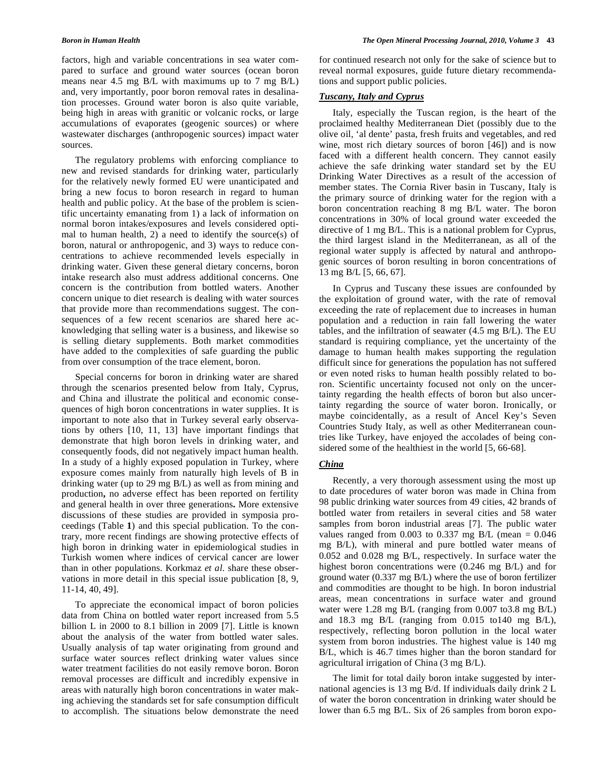factors, high and variable concentrations in sea water compared to surface and ground water sources (ocean boron means near 4.5 mg B/L with maximums up to 7 mg B/L) and, very importantly, poor boron removal rates in desalination processes. Ground water boron is also quite variable, being high in areas with granitic or volcanic rocks, or large accumulations of evaporates (geogenic sources) or where wastewater discharges (anthropogenic sources) impact water sources.

The regulatory problems with enforcing compliance to new and revised standards for drinking water, particularly for the relatively newly formed EU were unanticipated and bring a new focus to boron research in regard to human health and public policy. At the base of the problem is scientific uncertainty emanating from 1) a lack of information on normal boron intakes/exposures and levels considered optimal to human health, 2) a need to identify the source(s) of boron, natural or anthropogenic, and 3) ways to reduce concentrations to achieve recommended levels especially in drinking water. Given these general dietary concerns, boron intake research also must address additional concerns. One concern is the contribution from bottled waters. Another concern unique to diet research is dealing with water sources that provide more than recommendations suggest. The consequences of a few recent scenarios are shared here acknowledging that selling water is a business, and likewise so is selling dietary supplements. Both market commodities have added to the complexities of safe guarding the public from over consumption of the trace element, boron.

Special concerns for boron in drinking water are shared through the scenarios presented below from Italy, Cyprus, and China and illustrate the political and economic consequences of high boron concentrations in water supplies. It is important to note also that in Turkey several early observations by others [10, 11, 13] have important findings that demonstrate that high boron levels in drinking water, and consequently foods, did not negatively impact human health. In a study of a highly exposed population in Turkey, where exposure comes mainly from naturally high levels of B in drinking water (up to 29 mg B/L) as well as from mining and production**,** no adverse effect has been reported on fertility and general health in over three generations**.** More extensive discussions of these studies are provided in symposia proceedings (Table **1**) and this special publication. To the contrary, more recent findings are showing protective effects of high boron in drinking water in epidemiological studies in Turkish women where indices of cervical cancer are lower than in other populations. Korkmaz *et al.* share these observations in more detail in this special issue publication [8, 9, 11-14, 40, 49].

To appreciate the economical impact of boron policies data from China on bottled water report increased from 5.5 billion L in 2000 to 8.1 billion in 2009 [7]. Little is known about the analysis of the water from bottled water sales. Usually analysis of tap water originating from ground and surface water sources reflect drinking water values since water treatment facilities do not easily remove boron. Boron removal processes are difficult and incredibly expensive in areas with naturally high boron concentrations in water making achieving the standards set for safe consumption difficult to accomplish. The situations below demonstrate the need for continued research not only for the sake of science but to reveal normal exposures, guide future dietary recommendations and support public policies.

### *Tuscany, Italy and Cyprus*

Italy, especially the Tuscan region, is the heart of the proclaimed healthy Mediterranean Diet (possibly due to the olive oil, 'al dente' pasta, fresh fruits and vegetables, and red wine, most rich dietary sources of boron [46]) and is now faced with a different health concern. They cannot easily achieve the safe drinking water standard set by the EU Drinking Water Directives as a result of the accession of member states. The Cornia River basin in Tuscany, Italy is the primary source of drinking water for the region with a boron concentration reaching 8 mg B/L water. The boron concentrations in 30% of local ground water exceeded the directive of 1 mg B/L. This is a national problem for Cyprus, the third largest island in the Mediterranean, as all of the regional water supply is affected by natural and anthropogenic sources of boron resulting in boron concentrations of 13 mg B/L [5, 66, 67].

In Cyprus and Tuscany these issues are confounded by the exploitation of ground water, with the rate of removal exceeding the rate of replacement due to increases in human population and a reduction in rain fall lowering the water tables, and the infiltration of seawater (4.5 mg B/L). The EU standard is requiring compliance, yet the uncertainty of the damage to human health makes supporting the regulation difficult since for generations the population has not suffered or even noted risks to human health possibly related to boron. Scientific uncertainty focused not only on the uncertainty regarding the health effects of boron but also uncertainty regarding the source of water boron. Ironically, or maybe coincidentally, as a result of Ancel Key's Seven Countries Study Italy, as well as other Mediterranean countries like Turkey, have enjoyed the accolades of being considered some of the healthiest in the world [5, 66-68].

### *China*

Recently, a very thorough assessment using the most up to date procedures of water boron was made in China from 98 public drinking water sources from 49 cities, 42 brands of bottled water from retailers in several cities and 58 water samples from boron industrial areas [7]. The public water values ranged from 0.003 to 0.337 mg B/L (mean = 0.046 mg B/L), with mineral and pure bottled water means of 0.052 and 0.028 mg B/L, respectively. In surface water the highest boron concentrations were (0.246 mg B/L) and for ground water (0.337 mg B/L) where the use of boron fertilizer and commodities are thought to be high. In boron industrial areas, mean concentrations in surface water and ground water were 1.28 mg B/L (ranging from 0.007 to3.8 mg B/L) and 18.3 mg B/L (ranging from 0.015 to140 mg B/L), respectively, reflecting boron pollution in the local water system from boron industries. The highest value is 140 mg B/L, which is 46.7 times higher than the boron standard for agricultural irrigation of China (3 mg B/L).

The limit for total daily boron intake suggested by international agencies is 13 mg B/d. If individuals daily drink 2 L of water the boron concentration in drinking water should be lower than 6.5 mg B/L. Six of 26 samples from boron expo-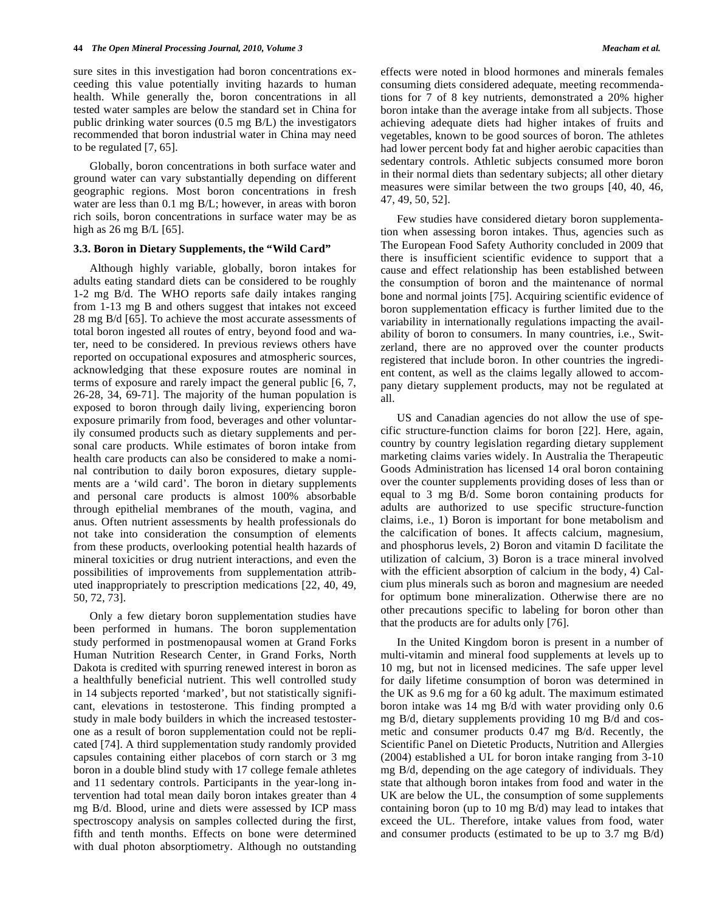sure sites in this investigation had boron concentrations exceeding this value potentially inviting hazards to human health. While generally the, boron concentrations in all tested water samples are below the standard set in China for public drinking water sources (0.5 mg B/L) the investigators recommended that boron industrial water in China may need to be regulated [7, 65].

Globally, boron concentrations in both surface water and ground water can vary substantially depending on different geographic regions. Most boron concentrations in fresh water are less than 0.1 mg B/L; however, in areas with boron rich soils, boron concentrations in surface water may be as high as 26 mg B/L [65].

### 3.3. Boron in Dietary Supplements, the "Wild Card"

Although highly variable, globally, boron intakes for adults eating standard diets can be considered to be roughly 1-2 mg B/d. The WHO reports safe daily intakes ranging from 1-13 mg B and others suggest that intakes not exceed 28 mg B/d [65]. To achieve the most accurate assessments of total boron ingested all routes of entry, beyond food and water, need to be considered. In previous reviews others have reported on occupational exposures and atmospheric sources, acknowledging that these exposure routes are nominal in terms of exposure and rarely impact the general public [6, 7, 26-28, 34, 69-71]. The majority of the human population is exposed to boron through daily living, experiencing boron exposure primarily from food, beverages and other voluntarily consumed products such as dietary supplements and personal care products. While estimates of boron intake from health care products can also be considered to make a nominal contribution to daily boron exposures, dietary supplements are a 'wild card'. The boron in dietary supplements and personal care products is almost 100% absorbable through epithelial membranes of the mouth, vagina, and anus. Often nutrient assessments by health professionals do not take into consideration the consumption of elements from these products, overlooking potential health hazards of mineral toxicities or drug nutrient interactions, and even the possibilities of improvements from supplementation attributed inappropriately to prescription medications [22, 40, 49, 50, 72, 73].

Only a few dietary boron supplementation studies have been performed in humans. The boron supplementation study performed in postmenopausal women at Grand Forks Human Nutrition Research Center, in Grand Forks, North Dakota is credited with spurring renewed interest in boron as a healthfully beneficial nutrient. This well controlled study in 14 subjects reported 'marked', but not statistically significant, elevations in testosterone. This finding prompted a study in male body builders in which the increased testosterone as a result of boron supplementation could not be replicated [74]. A third supplementation study randomly provided capsules containing either placebos of corn starch or 3 mg boron in a double blind study with 17 college female athletes and 11 sedentary controls. Participants in the year-long intervention had total mean daily boron intakes greater than 4 mg B/d. Blood, urine and diets were assessed by ICP mass spectroscopy analysis on samples collected during the first, fifth and tenth months. Effects on bone were determined with dual photon absorptiometry. Although no outstanding effects were noted in blood hormones and minerals females consuming diets considered adequate, meeting recommendations for 7 of 8 key nutrients, demonstrated a 20% higher boron intake than the average intake from all subjects. Those achieving adequate diets had higher intakes of fruits and vegetables, known to be good sources of boron. The athletes had lower percent body fat and higher aerobic capacities than sedentary controls. Athletic subjects consumed more boron in their normal diets than sedentary subjects; all other dietary measures were similar between the two groups [40, 40, 46, 47, 49, 50, 52].

Few studies have considered dietary boron supplementation when assessing boron intakes. Thus, agencies such as The European Food Safety Authority concluded in 2009 that there is insufficient scientific evidence to support that a cause and effect relationship has been established between the consumption of boron and the maintenance of normal bone and normal joints [75]. Acquiring scientific evidence of boron supplementation efficacy is further limited due to the variability in internationally regulations impacting the availability of boron to consumers. In many countries, i.e., Switzerland, there are no approved over the counter products registered that include boron. In other countries the ingredient content, as well as the claims legally allowed to accompany dietary supplement products, may not be regulated at all.

US and Canadian agencies do not allow the use of specific structure-function claims for boron [22]. Here, again, country by country legislation regarding dietary supplement marketing claims varies widely. In Australia the Therapeutic Goods Administration has licensed 14 oral boron containing over the counter supplements providing doses of less than or equal to 3 mg B/d. Some boron containing products for adults are authorized to use specific structure-function claims, i.e., 1) Boron is important for bone metabolism and the calcification of bones. It affects calcium, magnesium, and phosphorus levels, 2) Boron and vitamin D facilitate the utilization of calcium, 3) Boron is a trace mineral involved with the efficient absorption of calcium in the body, 4) Calcium plus minerals such as boron and magnesium are needed for optimum bone mineralization. Otherwise there are no other precautions specific to labeling for boron other than that the products are for adults only [76].

In the United Kingdom boron is present in a number of multi-vitamin and mineral food supplements at levels up to 10 mg, but not in licensed medicines. The safe upper level for daily lifetime consumption of boron was determined in the UK as 9.6 mg for a 60 kg adult. The maximum estimated boron intake was 14 mg B/d with water providing only 0.6 mg B/d, dietary supplements providing 10 mg B/d and cosmetic and consumer products 0.47 mg B/d. Recently, the Scientific Panel on Dietetic Products, Nutrition and Allergies (2004) established a UL for boron intake ranging from 3-10 mg B/d, depending on the age category of individuals. They state that although boron intakes from food and water in the UK are below the UL, the consumption of some supplements containing boron (up to 10 mg B/d) may lead to intakes that exceed the UL. Therefore, intake values from food, water and consumer products (estimated to be up to 3.7 mg B/d)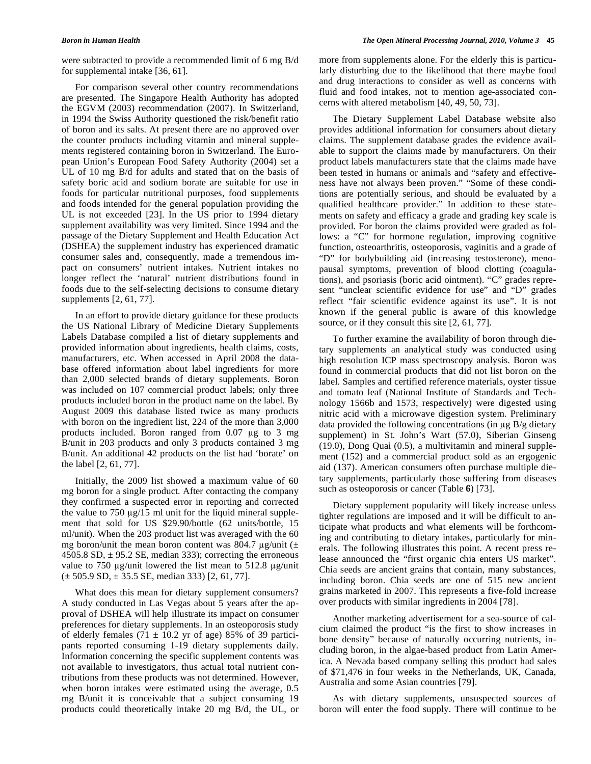were subtracted to provide a recommended limit of 6 mg B/d for supplemental intake [36, 61].

For comparison several other country recommendations are presented. The Singapore Health Authority has adopted the EGVM (2003) recommendation (2007). In Switzerland, in 1994 the Swiss Authority questioned the risk/benefit ratio of boron and its salts. At present there are no approved over the counter products including vitamin and mineral supplements registered containing boron in Switzerland. The European Union's European Food Safety Authority (2004) set a UL of 10 mg B/d for adults and stated that on the basis of safety boric acid and sodium borate are suitable for use in foods for particular nutritional purposes, food supplements and foods intended for the general population providing the UL is not exceeded [23]. In the US prior to 1994 dietary supplement availability was very limited. Since 1994 and the passage of the Dietary Supplement and Health Education Act (DSHEA) the supplement industry has experienced dramatic consumer sales and, consequently, made a tremendous impact on consumers' nutrient intakes. Nutrient intakes no longer reflect the 'natural' nutrient distributions found in foods due to the self-selecting decisions to consume dietary supplements [2, 61, 77].

In an effort to provide dietary guidance for these products the US National Library of Medicine Dietary Supplements Labels Database compiled a list of dietary supplements and provided information about ingredients, health claims, costs, manufacturers, etc. When accessed in April 2008 the database offered information about label ingredients for more than 2,000 selected brands of dietary supplements. Boron was included on 107 commercial product labels; only three products included boron in the product name on the label. By August 2009 this database listed twice as many products with boron on the ingredient list, 224 of the more than 3,000 products included. Boron ranged from 0.07 μg to 3 mg B/unit in 203 products and only 3 products contained 3 mg B/unit. An additional 42 products on the list had 'borate' on the label [2, 61, 77].

Initially, the 2009 list showed a maximum value of 60 mg boron for a single product. After contacting the company they confirmed a suspected error in reporting and corrected the value to 750 μg/15 ml unit for the liquid mineral supplement that sold for US $29.90/bottle (62 units/bottle, 15 ml/unit). When the 203 product list was averaged with the 60 mg boron/unit the mean boron content was 804.7 μg/unit (± 4505.8 SD, ± 95.2 SE, median 333); correcting the erroneous value to 750 μg/unit lowered the list mean to 512.8 μg/unit (± 505.9 SD, ± 35.5 SE, median 333) [2, 61, 77].

What does this mean for dietary supplement consumers? A study conducted in Las Vegas about 5 years after the approval of DSHEA will help illustrate its impact on consumer preferences for dietary supplements. In an osteoporosis study of elderly females (71 ± 10.2 yr of age) 85% of 39 participants reported consuming 1-19 dietary supplements daily. Information concerning the specific supplement contents was not available to investigators, thus actual total nutrient contributions from these products was not determined. However, when boron intakes were estimated using the average, 0.5 mg B/unit it is conceivable that a subject consuming 19 products could theoretically intake 20 mg B/d, the UL, or more from supplements alone. For the elderly this is particularly disturbing due to the likelihood that there maybe food and drug interactions to consider as well as concerns with fluid and food intakes, not to mention age-associated concerns with altered metabolism [40, 49, 50, 73].

The Dietary Supplement Label Database website also provides additional information for consumers about dietary claims. The supplement database grades the evidence available to support the claims made by manufacturers. On their product labels manufacturers state that the claims made have been tested in humans or animals and "safety and effectiveness have not always been proven." "Some of these conditions are potentially serious, and should be evaluated by a qualified healthcare provider." In addition to these statements on safety and efficacy a grade and grading key scale is provided. For boron the claims provided were graded as follows: a "C" for hormone regulation, improving cognitive function, osteoarthritis, osteoporosis, vaginitis and a grade of "D" for bodybuilding aid (increasing testosterone), menopausal symptoms, prevention of blood clotting (coagulations), and psoriasis (boric acid ointment). "C" grades represent "unclear scientific evidence for use" and "D" grades reflect "fair scientific evidence against its use". It is not known if the general public is aware of this knowledge source, or if they consult this site [2, 61, 77].

To further examine the availability of boron through dietary supplements an analytical study was conducted using high resolution ICP mass spectroscopy analysis. Boron was found in commercial products that did not list boron on the label. Samples and certified reference materials, oyster tissue and tomato leaf (National Institute of Standards and Technology 1566b and 1573, respectively) were digested using nitric acid with a microwave digestion system. Preliminary data provided the following concentrations (in μg B/g dietary supplement) in St. John's Wart (57.0), Siberian Ginseng (19.0), Dong Quai (0.5), a multivitamin and mineral supplement (152) and a commercial product sold as an ergogenic aid (137). American consumers often purchase multiple dietary supplements, particularly those suffering from diseases such as osteoporosis or cancer (Table **6**) [73].

Dietary supplement popularity will likely increase unless tighter regulations are imposed and it will be difficult to anticipate what products and what elements will be forthcoming and contributing to dietary intakes, particularly for minerals. The following illustrates this point. A recent press release announced the "first organic chia enters US market". Chia seeds are ancient grains that contain, many substances, including boron. Chia seeds are one of 515 new ancient grains marketed in 2007. This represents a five-fold increase over products with similar ingredients in 2004 [78].

Another marketing advertisement for a sea-source of calcium claimed the product "is the first to show increases in bone density" because of naturally occurring nutrients, including boron, in the algae-based product from Latin America. A Nevada based company selling this product had sales of $71,476 in four weeks in the Netherlands, UK, Canada, Australia and some Asian countries [79].

As with dietary supplements, unsuspected sources of boron will enter the food supply. There will continue to be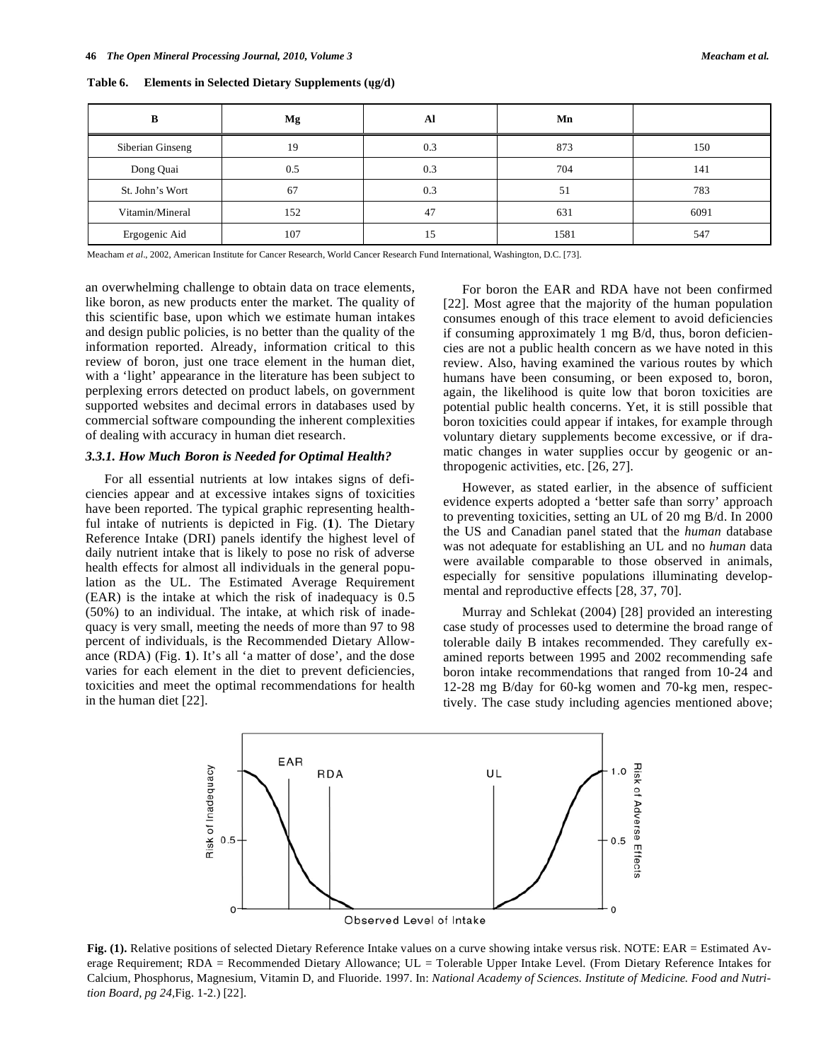**Table 6. Elements in Selected Dietary Supplements (ųg/d)**

| B | Mg | Al | Mn | |
|---|---|---|---|---|
| Siberian Ginseng | 19 | 0.3 | 873 | 150 |
| Dong Quai | 0.5 | 0.3 | 704 | 141 |
| St. John's Wort | 67 | 0.3 | 51 | 783 |
| Vitamin/Mineral | 152 | 47 | 631 | 6091 |
| Ergogenic Aid | 107 | 15 | 1581 | 547 |

Meacham *et al*., 2002, American Institute for Cancer Research, World Cancer Research Fund International, Washington, D.C. [73].

an overwhelming challenge to obtain data on trace elements, like boron, as new products enter the market. The quality of this scientific base, upon which we estimate human intakes and design public policies, is no better than the quality of the information reported. Already, information critical to this review of boron, just one trace element in the human diet, with a 'light' appearance in the literature has been subject to perplexing errors detected on product labels, on government supported websites and decimal errors in databases used by commercial software compounding the inherent complexities of dealing with accuracy in human diet research.

### *3.3.1. How Much Boron is Needed for Optimal Health?*

For all essential nutrients at low intakes signs of deficiencies appear and at excessive intakes signs of toxicities have been reported. The typical graphic representing healthful intake of nutrients is depicted in Fig. (**1**). The Dietary Reference Intake (DRI) panels identify the highest level of daily nutrient intake that is likely to pose no risk of adverse health effects for almost all individuals in the general population as the UL. The Estimated Average Requirement (EAR) is the intake at which the risk of inadequacy is 0.5 (50%) to an individual. The intake, at which risk of inadequacy is very small, meeting the needs of more than 97 to 98 percent of individuals, is the Recommended Dietary Allowance (RDA) (Fig. **1**). It's all 'a matter of dose', and the dose varies for each element in the diet to prevent deficiencies, toxicities and meet the optimal recommendations for health in the human diet [22].

For boron the EAR and RDA have not been confirmed [22]. Most agree that the majority of the human population consumes enough of this trace element to avoid deficiencies if consuming approximately 1 mg B/d, thus, boron deficiencies are not a public health concern as we have noted in this review. Also, having examined the various routes by which humans have been consuming, or been exposed to, boron, again, the likelihood is quite low that boron toxicities are potential public health concerns. Yet, it is still possible that boron toxicities could appear if intakes, for example through voluntary dietary supplements become excessive, or if dramatic changes in water supplies occur by geogenic or anthropogenic activities, etc. [26, 27].

However, as stated earlier, in the absence of sufficient evidence experts adopted a 'better safe than sorry' approach to preventing toxicities, setting an UL of 20 mg B/d. In 2000 the US and Canadian panel stated that the *human* database was not adequate for establishing an UL and no *human* data were available comparable to those observed in animals, especially for sensitive populations illuminating developmental and reproductive effects [28, 37, 70].

Murray and Schlekat (2004) [28] provided an interesting case study of processes used to determine the broad range of tolerable daily B intakes recommended. They carefully examined reports between 1995 and 2002 recommending safe boron intake recommendations that ranged from 10-24 and 12-28 mg B/day for 60-kg women and 70-kg men, respectively. The case study including agencies mentioned above;

**Fig. (1).** Relative positions of selected Dietary Reference Intake values on a curve showing intake versus risk. NOTE: EAR = Estimated Average Requirement; RDA = Recommended Dietary Allowance; UL = Tolerable Upper Intake Level. (From Dietary Reference Intakes for Calcium, Phosphorus, Magnesium, Vitamin D, and Fluoride. 1997. In: *National Academy of Sciences. Institute of Medicine. Food and Nutrition Board, pg 24,*Fig. 1-2.) [22].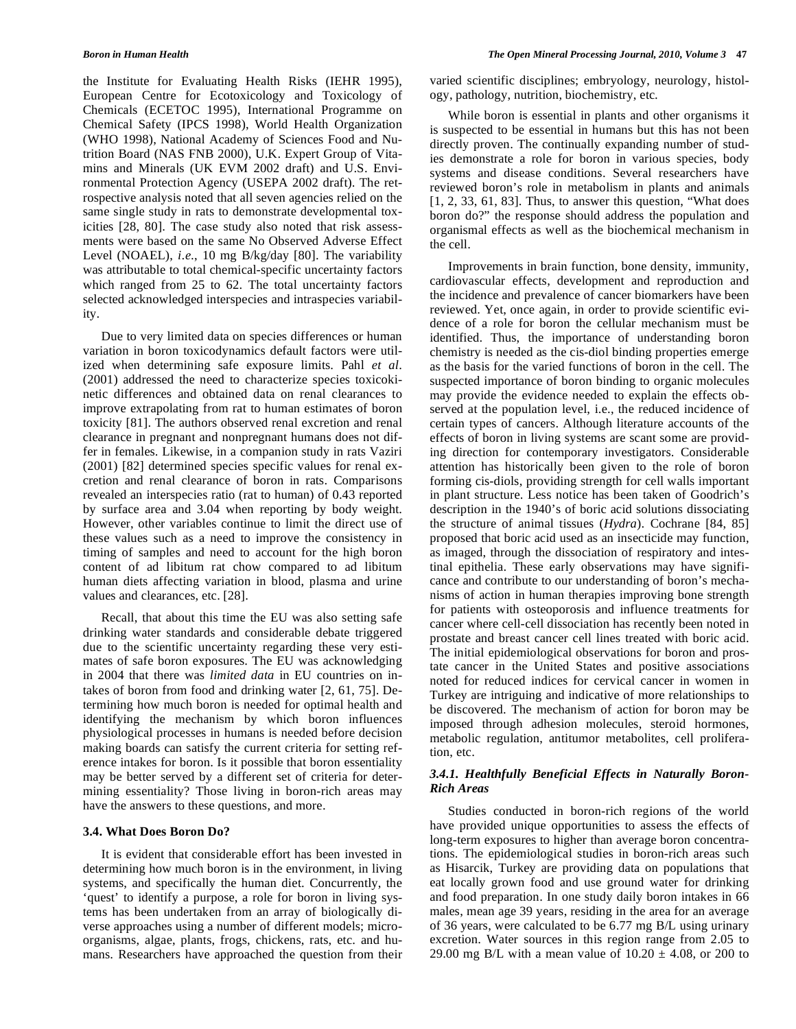the Institute for Evaluating Health Risks (IEHR 1995), European Centre for Ecotoxicology and Toxicology of Chemicals (ECETOC 1995), International Programme on Chemical Safety (IPCS 1998), World Health Organization (WHO 1998), National Academy of Sciences Food and Nutrition Board (NAS FNB 2000), U.K. Expert Group of Vitamins and Minerals (UK EVM 2002 draft) and U.S. Environmental Protection Agency (USEPA 2002 draft). The retrospective analysis noted that all seven agencies relied on the same single study in rats to demonstrate developmental toxicities [28, 80]. The case study also noted that risk assessments were based on the same No Observed Adverse Effect Level (NOAEL), *i.e.*, 10 mg B/kg/day [80]. The variability was attributable to total chemical-specific uncertainty factors which ranged from 25 to 62. The total uncertainty factors selected acknowledged interspecies and intraspecies variability.

Due to very limited data on species differences or human variation in boron toxicodynamics default factors were utilized when determining safe exposure limits. Pahl *et al*. (2001) addressed the need to characterize species toxicokinetic differences and obtained data on renal clearances to improve extrapolating from rat to human estimates of boron toxicity [81]. The authors observed renal excretion and renal clearance in pregnant and nonpregnant humans does not differ in females. Likewise, in a companion study in rats Vaziri (2001) [82] determined species specific values for renal excretion and renal clearance of boron in rats. Comparisons revealed an interspecies ratio (rat to human) of 0.43 reported by surface area and 3.04 when reporting by body weight. However, other variables continue to limit the direct use of these values such as a need to improve the consistency in timing of samples and need to account for the high boron content of ad libitum rat chow compared to ad libitum human diets affecting variation in blood, plasma and urine values and clearances, etc. [28].

Recall, that about this time the EU was also setting safe drinking water standards and considerable debate triggered due to the scientific uncertainty regarding these very estimates of safe boron exposures. The EU was acknowledging in 2004 that there was *limited data* in EU countries on intakes of boron from food and drinking water [2, 61, 75]. Determining how much boron is needed for optimal health and identifying the mechanism by which boron influences physiological processes in humans is needed before decision making boards can satisfy the current criteria for setting reference intakes for boron. Is it possible that boron essentiality may be better served by a different set of criteria for determining essentiality? Those living in boron-rich areas may have the answers to these questions, and more.

### 3.4. What Does Boron Do?

It is evident that considerable effort has been invested in determining how much boron is in the environment, in living systems, and specifically the human diet. Concurrently, the 'quest' to identify a purpose, a role for boron in living systems has been undertaken from an array of biologically diverse approaches using a number of different models; microorganisms, algae, plants, frogs, chickens, rats, etc. and humans. Researchers have approached the question from their varied scientific disciplines; embryology, neurology, histology, pathology, nutrition, biochemistry, etc.

While boron is essential in plants and other organisms it is suspected to be essential in humans but this has not been directly proven. The continually expanding number of studies demonstrate a role for boron in various species, body systems and disease conditions. Several researchers have reviewed boron's role in metabolism in plants and animals [1, 2, 33, 61, 83]. Thus, to answer this question, "What does boron do?" the response should address the population and organismal effects as well as the biochemical mechanism in the cell.

Improvements in brain function, bone density, immunity, cardiovascular effects, development and reproduction and the incidence and prevalence of cancer biomarkers have been reviewed. Yet, once again, in order to provide scientific evidence of a role for boron the cellular mechanism must be identified. Thus, the importance of understanding boron chemistry is needed as the cis-diol binding properties emerge as the basis for the varied functions of boron in the cell. The suspected importance of boron binding to organic molecules may provide the evidence needed to explain the effects observed at the population level, i.e., the reduced incidence of certain types of cancers. Although literature accounts of the effects of boron in living systems are scant some are providing direction for contemporary investigators. Considerable attention has historically been given to the role of boron forming cis-diols, providing strength for cell walls important in plant structure. Less notice has been taken of Goodrich's description in the 1940's of boric acid solutions dissociating the structure of animal tissues (*Hydra*). Cochrane [84, 85] proposed that boric acid used as an insecticide may function, as imaged, through the dissociation of respiratory and intestinal epithelia. These early observations may have significance and contribute to our understanding of boron's mechanisms of action in human therapies improving bone strength for patients with osteoporosis and influence treatments for cancer where cell-cell dissociation has recently been noted in prostate and breast cancer cell lines treated with boric acid. The initial epidemiological observations for boron and prostate cancer in the United States and positive associations noted for reduced indices for cervical cancer in women in Turkey are intriguing and indicative of more relationships to be discovered. The mechanism of action for boron may be imposed through adhesion molecules, steroid hormones, metabolic regulation, antitumor metabolites, cell proliferation, etc.

#### *3.4.1. Healthfully Beneficial Effects in Naturally Boron-Rich Areas*

Studies conducted in boron-rich regions of the world have provided unique opportunities to assess the effects of long-term exposures to higher than average boron concentrations. The epidemiological studies in boron-rich areas such as Hisarcik, Turkey are providing data on populations that eat locally grown food and use ground water for drinking and food preparation. In one study daily boron intakes in 66 males, mean age 39 years, residing in the area for an average of 36 years, were calculated to be 6.77 mg B/L using urinary excretion. Water sources in this region range from 2.05 to 29.00 mg B/L with a mean value of $10.20 \pm 4.08$, or 200 to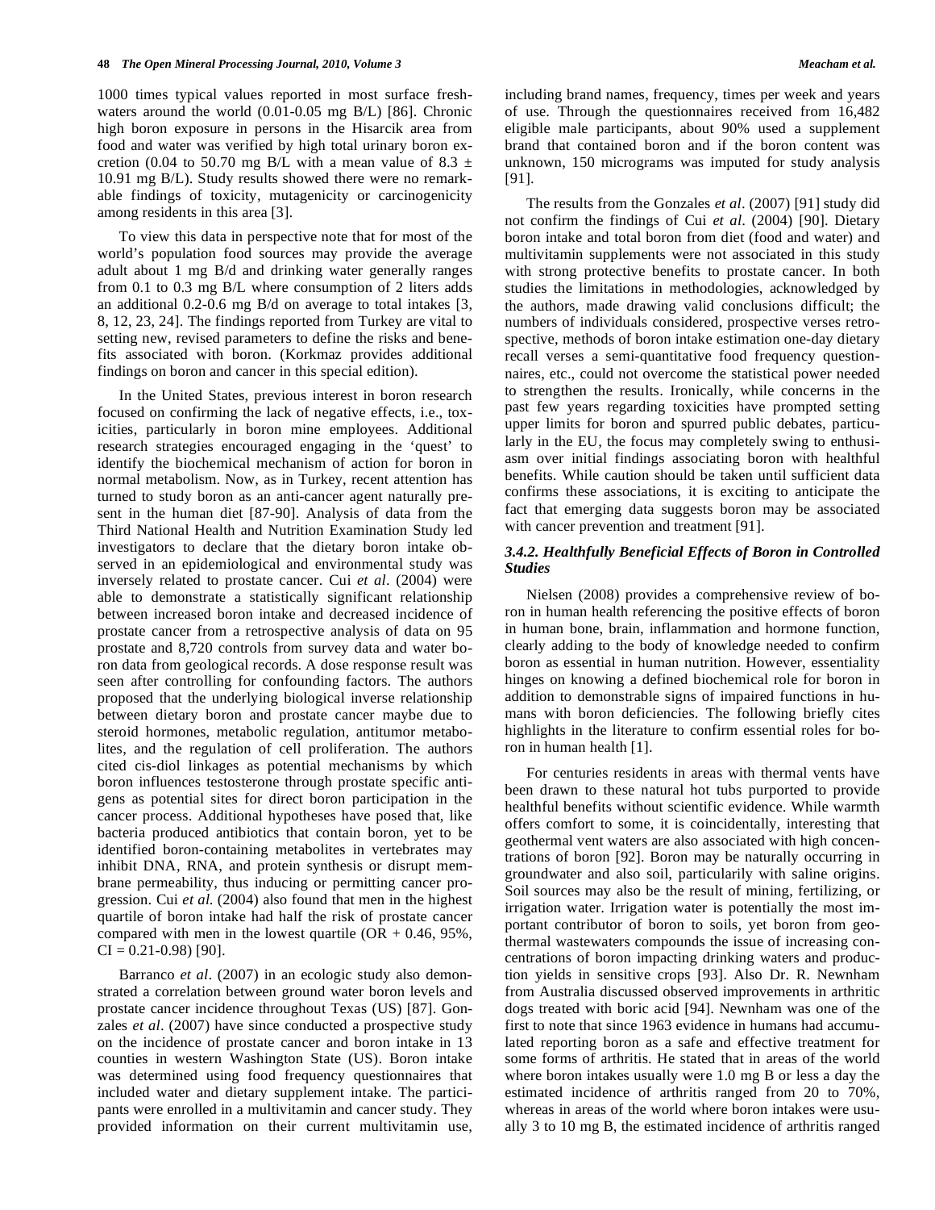1000 times typical values reported in most surface freshwaters around the world (0.01-0.05 mg B/L) [86]. Chronic high boron exposure in persons in the Hisarcik area from food and water was verified by high total urinary boron excretion (0.04 to 50.70 mg B/L with a mean value of 8.3 ± 10.91 mg B/L). Study results showed there were no remarkable findings of toxicity, mutagenicity or carcinogenicity among residents in this area [3].

To view this data in perspective note that for most of the world's population food sources may provide the average adult about 1 mg B/d and drinking water generally ranges from 0.1 to 0.3 mg B/L where consumption of 2 liters adds an additional 0.2-0.6 mg B/d on average to total intakes [3, 8, 12, 23, 24]. The findings reported from Turkey are vital to setting new, revised parameters to define the risks and benefits associated with boron. (Korkmaz provides additional findings on boron and cancer in this special edition).

In the United States, previous interest in boron research focused on confirming the lack of negative effects, i.e., toxicities, particularly in boron mine employees. Additional research strategies encouraged engaging in the 'quest' to identify the biochemical mechanism of action for boron in normal metabolism. Now, as in Turkey, recent attention has turned to study boron as an anti-cancer agent naturally present in the human diet [87-90]. Analysis of data from the Third National Health and Nutrition Examination Study led investigators to declare that the dietary boron intake observed in an epidemiological and environmental study was inversely related to prostate cancer. Cui *et al*. (2004) were able to demonstrate a statistically significant relationship between increased boron intake and decreased incidence of prostate cancer from a retrospective analysis of data on 95 prostate and 8,720 controls from survey data and water boron data from geological records. A dose response result was seen after controlling for confounding factors. The authors proposed that the underlying biological inverse relationship between dietary boron and prostate cancer maybe due to steroid hormones, metabolic regulation, antitumor metabolites, and the regulation of cell proliferation. The authors cited cis-diol linkages as potential mechanisms by which boron influences testosterone through prostate specific antigens as potential sites for direct boron participation in the cancer process. Additional hypotheses have posed that, like bacteria produced antibiotics that contain boron, yet to be identified boron-containing metabolites in vertebrates may inhibit DNA, RNA, and protein synthesis or disrupt membrane permeability, thus inducing or permitting cancer progression. Cui *et al.* (2004) also found that men in the highest quartile of boron intake had half the risk of prostate cancer compared with men in the lowest quartile (OR + 0.46, 95%, CI = 0.21-0.98) [90].

Barranco *et al*. (2007) in an ecologic study also demonstrated a correlation between ground water boron levels and prostate cancer incidence throughout Texas (US) [87]. Gonzales *et al*. (2007) have since conducted a prospective study on the incidence of prostate cancer and boron intake in 13 counties in western Washington State (US). Boron intake was determined using food frequency questionnaires that included water and dietary supplement intake. The participants were enrolled in a multivitamin and cancer study. They provided information on their current multivitamin use, including brand names, frequency, times per week and years of use. Through the questionnaires received from 16,482 eligible male participants, about 90% used a supplement brand that contained boron and if the boron content was unknown, 150 micrograms was imputed for study analysis [91].

The results from the Gonzales *et al*. (2007) [91] study did not confirm the findings of Cui *et al*. (2004) [90]. Dietary boron intake and total boron from diet (food and water) and multivitamin supplements were not associated in this study with strong protective benefits to prostate cancer. In both studies the limitations in methodologies, acknowledged by the authors, made drawing valid conclusions difficult; the numbers of individuals considered, prospective verses retrospective, methods of boron intake estimation one-day dietary recall verses a semi-quantitative food frequency questionnaires, etc., could not overcome the statistical power needed to strengthen the results. Ironically, while concerns in the past few years regarding toxicities have prompted setting upper limits for boron and spurred public debates, particularly in the EU, the focus may completely swing to enthusiasm over initial findings associating boron with healthful benefits. While caution should be taken until sufficient data confirms these associations, it is exciting to anticipate the fact that emerging data suggests boron may be associated with cancer prevention and treatment [91].

### *3.4.2. Healthfully Beneficial Effects of Boron in Controlled Studies*

Nielsen (2008) provides a comprehensive review of boron in human health referencing the positive effects of boron in human bone, brain, inflammation and hormone function, clearly adding to the body of knowledge needed to confirm boron as essential in human nutrition. However, essentiality hinges on knowing a defined biochemical role for boron in addition to demonstrable signs of impaired functions in humans with boron deficiencies. The following briefly cites highlights in the literature to confirm essential roles for boron in human health [1].

For centuries residents in areas with thermal vents have been drawn to these natural hot tubs purported to provide healthful benefits without scientific evidence. While warmth offers comfort to some, it is coincidentally, interesting that geothermal vent waters are also associated with high concentrations of boron [92]. Boron may be naturally occurring in groundwater and also soil, particularily with saline origins. Soil sources may also be the result of mining, fertilizing, or irrigation water. Irrigation water is potentially the most important contributor of boron to soils, yet boron from geothermal wastewaters compounds the issue of increasing concentrations of boron impacting drinking waters and production yields in sensitive crops [93]. Also Dr. R. Newnham from Australia discussed observed improvements in arthritic dogs treated with boric acid [94]. Newnham was one of the first to note that since 1963 evidence in humans had accumulated reporting boron as a safe and effective treatment for some forms of arthritis. He stated that in areas of the world where boron intakes usually were 1.0 mg B or less a day the estimated incidence of arthritis ranged from 20 to 70%, whereas in areas of the world where boron intakes were usually 3 to 10 mg B, the estimated incidence of arthritis ranged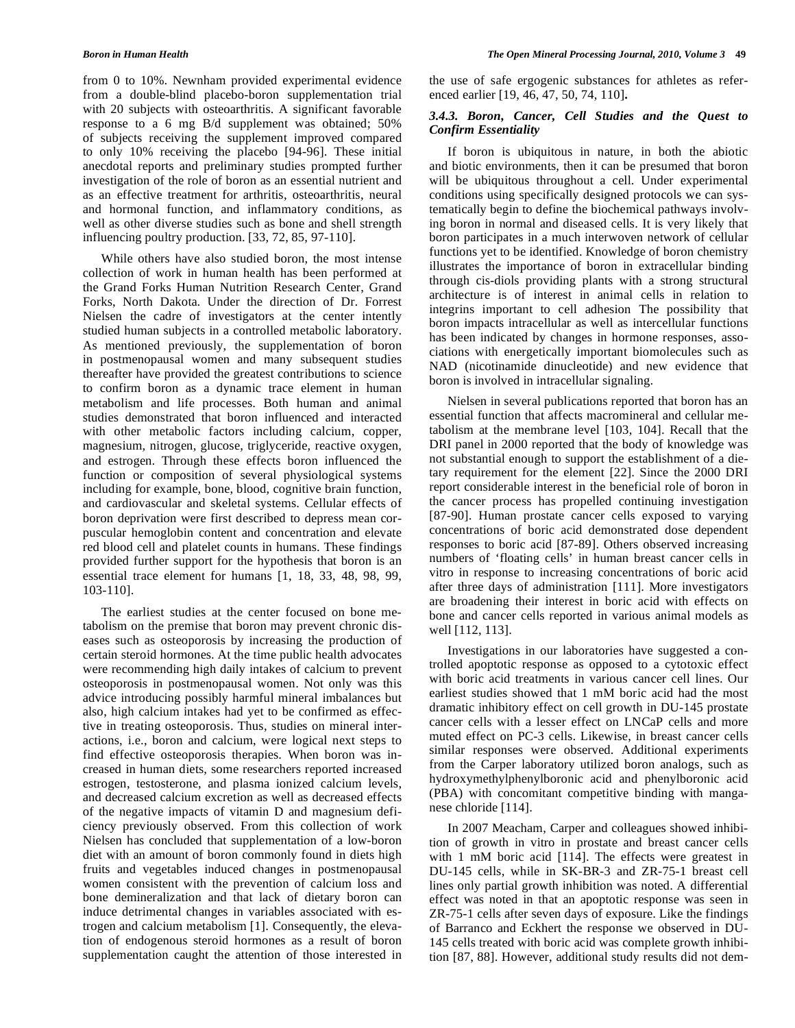from 0 to 10%. Newnham provided experimental evidence from a double-blind placebo-boron supplementation trial with 20 subjects with osteoarthritis. A significant favorable response to a 6 mg B/d supplement was obtained; 50% of subjects receiving the supplement improved compared to only 10% receiving the placebo [94-96]. These initial anecdotal reports and preliminary studies prompted further investigation of the role of boron as an essential nutrient and as an effective treatment for arthritis, osteoarthritis, neural and hormonal function, and inflammatory conditions, as well as other diverse studies such as bone and shell strength influencing poultry production. [33, 72, 85, 97-110].

While others have also studied boron, the most intense collection of work in human health has been performed at the Grand Forks Human Nutrition Research Center, Grand Forks, North Dakota. Under the direction of Dr. Forrest Nielsen the cadre of investigators at the center intently studied human subjects in a controlled metabolic laboratory. As mentioned previously, the supplementation of boron in postmenopausal women and many subsequent studies thereafter have provided the greatest contributions to science to confirm boron as a dynamic trace element in human metabolism and life processes. Both human and animal studies demonstrated that boron influenced and interacted with other metabolic factors including calcium, copper, magnesium, nitrogen, glucose, triglyceride, reactive oxygen, and estrogen. Through these effects boron influenced the function or composition of several physiological systems including for example, bone, blood, cognitive brain function, and cardiovascular and skeletal systems. Cellular effects of boron deprivation were first described to depress mean corpuscular hemoglobin content and concentration and elevate red blood cell and platelet counts in humans. These findings provided further support for the hypothesis that boron is an essential trace element for humans [1, 18, 33, 48, 98, 99, 103-110].

The earliest studies at the center focused on bone metabolism on the premise that boron may prevent chronic diseases such as osteoporosis by increasing the production of certain steroid hormones. At the time public health advocates were recommending high daily intakes of calcium to prevent osteoporosis in postmenopausal women. Not only was this advice introducing possibly harmful mineral imbalances but also, high calcium intakes had yet to be confirmed as effective in treating osteoporosis. Thus, studies on mineral interactions, i.e., boron and calcium, were logical next steps to find effective osteoporosis therapies. When boron was increased in human diets, some researchers reported increased estrogen, testosterone, and plasma ionized calcium levels, and decreased calcium excretion as well as decreased effects of the negative impacts of vitamin D and magnesium deficiency previously observed. From this collection of work Nielsen has concluded that supplementation of a low-boron diet with an amount of boron commonly found in diets high fruits and vegetables induced changes in postmenopausal women consistent with the prevention of calcium loss and bone demineralization and that lack of dietary boron can induce detrimental changes in variables associated with estrogen and calcium metabolism [1]. Consequently, the elevation of endogenous steroid hormones as a result of boron supplementation caught the attention of those interested in the use of safe ergogenic substances for athletes as referenced earlier [19, 46, 47, 50, 74, 110].

### *3.4.3. Boron, Cancer, Cell Studies and the Quest to Confirm Essentiality*

If boron is ubiquitous in nature, in both the abiotic and biotic environments, then it can be presumed that boron will be ubiquitous throughout a cell. Under experimental conditions using specifically designed protocols we can systematically begin to define the biochemical pathways involving boron in normal and diseased cells. It is very likely that boron participates in a much interwoven network of cellular functions yet to be identified. Knowledge of boron chemistry illustrates the importance of boron in extracellular binding through cis-diols providing plants with a strong structural architecture is of interest in animal cells in relation to integrins important to cell adhesion The possibility that boron impacts intracellular as well as intercellular functions has been indicated by changes in hormone responses, associations with energetically important biomolecules such as NAD (nicotinamide dinucleotide) and new evidence that boron is involved in intracellular signaling.

Nielsen in several publications reported that boron has an essential function that affects macromineral and cellular metabolism at the membrane level [103, 104]. Recall that the DRI panel in 2000 reported that the body of knowledge was not substantial enough to support the establishment of a dietary requirement for the element [22]. Since the 2000 DRI report considerable interest in the beneficial role of boron in the cancer process has propelled continuing investigation [87-90]. Human prostate cancer cells exposed to varying concentrations of boric acid demonstrated dose dependent responses to boric acid [87-89]. Others observed increasing numbers of 'floating cells' in human breast cancer cells in vitro in response to increasing concentrations of boric acid after three days of administration [111]. More investigators are broadening their interest in boric acid with effects on bone and cancer cells reported in various animal models as well [112, 113].

Investigations in our laboratories have suggested a controlled apoptotic response as opposed to a cytotoxic effect with boric acid treatments in various cancer cell lines. Our earliest studies showed that 1 mM boric acid had the most dramatic inhibitory effect on cell growth in DU-145 prostate cancer cells with a lesser effect on LNCaP cells and more muted effect on PC-3 cells. Likewise, in breast cancer cells similar responses were observed. Additional experiments from the Carper laboratory utilized boron analogs, such as hydroxymethylphenylboronic acid and phenylboronic acid (PBA) with concomitant competitive binding with manganese chloride [114].

In 2007 Meacham, Carper and colleagues showed inhibition of growth in vitro in prostate and breast cancer cells with 1 mM boric acid [114]. The effects were greatest in DU-145 cells, while in SK-BR-3 and ZR-75-1 breast cell lines only partial growth inhibition was noted. A differential effect was noted in that an apoptotic response was seen in ZR-75-1 cells after seven days of exposure. Like the findings of Barranco and Eckhert the response we observed in DU-145 cells treated with boric acid was complete growth inhibition [87, 88]. However, additional study results did not dem-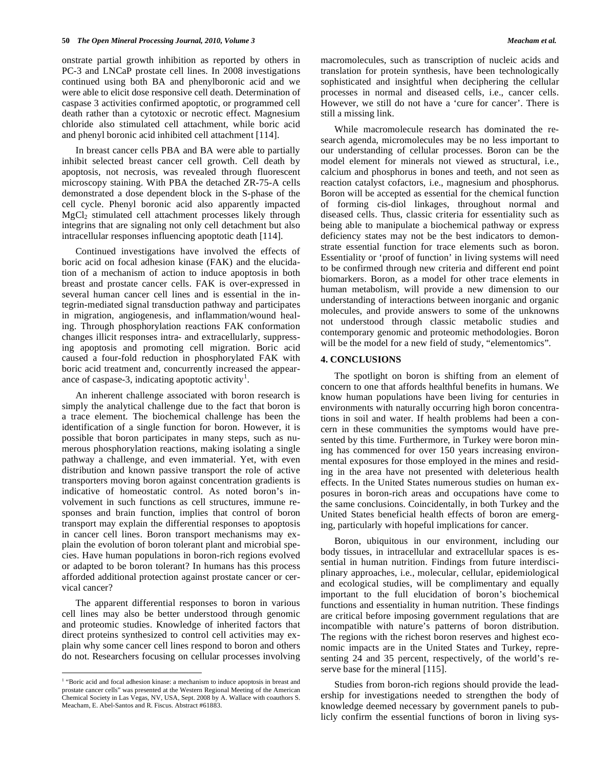onstrate partial growth inhibition as reported by others in PC-3 and LNCaP prostate cell lines. In 2008 investigations continued using both BA and phenylboronic acid and we were able to elicit dose responsive cell death. Determination of caspase 3 activities confirmed apoptotic, or programmed cell death rather than a cytotoxic or necrotic effect. Magnesium chloride also stimulated cell attachment, while boric acid and phenyl boronic acid inhibited cell attachment [114].

In breast cancer cells PBA and BA were able to partially inhibit selected breast cancer cell growth. Cell death by apoptosis, not necrosis, was revealed through fluorescent microscopy staining. With PBA the detached ZR-75-A cells demonstrated a dose dependent block in the S-phase of the cell cycle. Phenyl boronic acid also apparently impacted $MgCl_2$ stimulated cell attachment processes likely through integrins that are signaling not only cell detachment but also intracellular responses influencing apoptotic death [114].

Continued investigations have involved the effects of boric acid on focal adhesion kinase (FAK) and the elucidation of a mechanism of action to induce apoptosis in both breast and prostate cancer cells. FAK is over-expressed in several human cancer cell lines and is essential in the integrin-mediated signal transduction pathway and participates in migration, angiogenesis, and inflammation/wound healing. Through phosphorylation reactions FAK conformation changes illicit responses intra- and extracellularly, suppressing apoptosis and promoting cell migration. Boric acid caused a four-fold reduction in phosphorylated FAK with boric acid treatment and, concurrently increased the appearance of caspase-3, indicating apoptotic activity[1].

An inherent challenge associated with boron research is simply the analytical challenge due to the fact that boron is a trace element. The biochemical challenge has been the identification of a single function for boron. However, it is possible that boron participates in many steps, such as numerous phosphorylation reactions, making isolating a single pathway a challenge, and even immaterial. Yet, with even distribution and known passive transport the role of active transporters moving boron against concentration gradients is indicative of homeostatic control. As noted boron's involvement in such functions as cell structures, immune responses and brain function, implies that control of boron transport may explain the differential responses to apoptosis in cancer cell lines. Boron transport mechanisms may explain the evolution of boron tolerant plant and microbial species. Have human populations in boron-rich regions evolved or adapted to be boron tolerant? In humans has this process afforded additional protection against prostate cancer or cervical cancer?

The apparent differential responses to boron in various cell lines may also be better understood through genomic and proteomic studies. Knowledge of inherited factors that direct proteins synthesized to control cell activities may explain why some cancer cell lines respond to boron and others do not. Researchers focusing on cellular processes involving macromolecules, such as transcription of nucleic acids and translation for protein synthesis, have been technologically sophisticated and insightful when deciphering the cellular processes in normal and diseased cells, i.e., cancer cells. However, we still do not have a 'cure for cancer'. There is still a missing link.

While macromolecule research has dominated the research agenda, micromolecules may be no less important to our understanding of cellular processes. Boron can be the model element for minerals not viewed as structural, i.e., calcium and phosphorus in bones and teeth, and not seen as reaction catalyst cofactors, i.e., magnesium and phosphorus. Boron will be accepted as essential for the chemical function of forming cis-diol linkages, throughout normal and diseased cells. Thus, classic criteria for essentiality such as being able to manipulate a biochemical pathway or express deficiency states may not be the best indicators to demonstrate essential function for trace elements such as boron. Essentiality or 'proof of function' in living systems will need to be confirmed through new criteria and different end point biomarkers. Boron, as a model for other trace elements in human metabolism, will provide a new dimension to our understanding of interactions between inorganic and organic molecules, and provide answers to some of the unknowns not understood through classic metabolic studies and contemporary genomic and proteomic methodologies. Boron will be the model for a new field of study, "elementomics".

## 4. CONCLUSIONS

The spotlight on boron is shifting from an element of concern to one that affords healthful benefits in humans. We know human populations have been living for centuries in environments with naturally occurring high boron concentrations in soil and water. If health problems had been a concern in these communities the symptoms would have presented by this time. Furthermore, in Turkey were boron mining has commenced for over 150 years increasing environmental exposures for those employed in the mines and residing in the area have not presented with deleterious health effects. In the United States numerous studies on human exposures in boron-rich areas and occupations have come to the same conclusions. Coincidentally, in both Turkey and the United States beneficial health effects of boron are emerging, particularly with hopeful implications for cancer.

Boron, ubiquitous in our environment, including our body tissues, in intracellular and extracellular spaces is essential in human nutrition. Findings from future interdisciplinary approaches, i.e., molecular, cellular, epidemiological and ecological studies, will be complimentary and equally important to the full elucidation of boron's biochemical functions and essentiality in human nutrition. These findings are critical before imposing government regulations that are incompatible with nature's patterns of boron distribution. The regions with the richest boron reserves and highest economic impacts are in the United States and Turkey, representing 24 and 35 percent, respectively, of the world's reserve base for the mineral [115].

Studies from boron-rich regions should provide the leadership for investigations needed to strengthen the body of knowledge deemed necessary by government panels to publicly confirm the essential functions of boron in living sys-

---

[1] "Boric acid and focal adhesion kinase: a mechanism to induce apoptosis in breast and prostate cancer cells" was presented at the Western Regional Meeting of the American Chemical Society in Las Vegas, NV, USA, Sept. 2008 by A. Wallace with coauthors S. Meacham, E. Abel-Santos and R. Fiscus. Abstract #61883.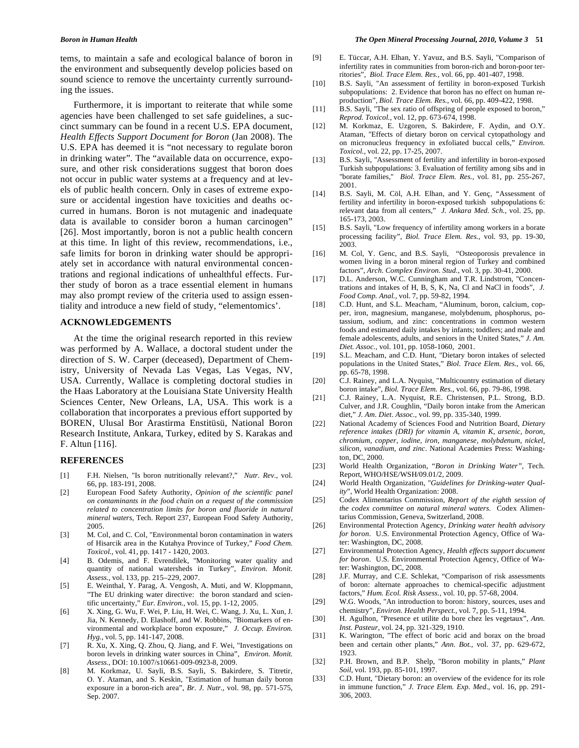tems, to maintain a safe and ecological balance of boron in the environment and subsequently develop policies based on sound science to remove the uncertainty currently surrounding the issues.

Furthermore, it is important to reiterate that while some agencies have been challenged to set safe guidelines, a succinct summary can be found in a recent U.S. EPA document, *Health Effects Support Document for Boron* (Jan 2008). The U.S. EPA has deemed it is "not necessary to regulate boron in drinking water". The "available data on occurrence, exposure, and other risk considerations suggest that boron does not occur in public water systems at a frequency and at levels of public health concern. Only in cases of extreme exposure or accidental ingestion have toxicities and deaths occurred in humans. Boron is not mutagenic and inadequate data is available to consider boron a human carcinogen" [26]. Most importantly, boron is not a public health concern at this time. In light of this review, recommendations, i.e., safe limits for boron in drinking water should be appropriately set in accordance with natural environmental concentrations and regional indications of unhealthful effects. Further study of boron as a trace essential element in humans may also prompt review of the criteria used to assign essentiality and introduce a new field of study, "elementomics'.

## ACKNOWLEDGEMENTS

At the time the original research reported in this review was performed by A. Wallace, a doctoral student under the direction of S. W. Carper (deceased), Department of Chemistry, University of Nevada Las Vegas, Las Vegas, NV, USA. Currently, Wallace is completing doctoral studies in the Haas Laboratory at the Louisiana State University Health Sciences Center, New Orleans, LA, USA. This work is a collaboration that incorporates a previous effort supported by BOREN, Ulusal Bor Arastirma Enstitüsü, National Boron Research Institute, Ankara, Turkey, edited by S. Karakas and F. Altun [116].

## REFERENCES

[1] F.H. Nielsen, "Is boron nutritionally relevant?," *Nutr. Rev.*, vol. 66, pp. 183-191, 2008.

[2] European Food Safety Authority, *Opinion of the scientific panel on contaminants in the food chain on a request of the commission related to concentration limits for boron and fluoride in natural mineral waters*, Tech. Report 237, European Food Safety Authority, 2005.

[3] M. Col, and C. Col, "Environmental boron contamination in waters of Hisarcik area in the Kutahya Province of Turkey," *Food Chem. Toxicol.*, vol. 41, pp. 1417 - 1420, 2003.

[4] B. Odemis, and F. Evrendilek, "Monitoring water quality and quantity of national watersheds in Turkey", *Environ. Monit. Assess.*, vol. 133, pp. 215–229, 2007.

[5] E. Weinthal, Y. Parag, A. Vengosh, A. Muti, and W. Kloppmann, "The EU drinking water directive: the boron standard and scientific uncertainty," *Eur. Environ.*, vol. 15, pp. 1-12, 2005.

[6] X. Xing, G. Wu, F. Wei, P. Liu, H. Wei, C. Wang, J. Xu, L. Xun, J. Jia, N. Kennedy, D. Elashoff, and W. Robbins, "Biomarkers of environmental and workplace boron exposure," *J. Occup. Environ. Hyg.*, vol. 5, pp. 141-147, 2008.

[7] R. Xu, X. Xing, Q. Zhou, Q. Jiang, and F. Wei, "Investigations on boron levels in drinking water sources in China", *Environ. Monit. Assess.*, DOI: 10.1007/s10661-009-0923-8, 2009.

[8] M. Korkmaz, U. Sayli, B.S. Sayli, S. Bakirdere, S. Titretir, O. Y. Ataman, and S. Keskin, "Estimation of human daily boron exposure in a boron-rich area", *Br. J. Nutr.*, vol. 98, pp. 571-575, Sep. 2007.

[9] E. Tüccar, A.H. Elhan, Y. Yavuz, and B.S. Sayli, "Comparison of infertility rates in communities from boron-rich and boron-poor territories", *Biol. Trace Elem. Res.*, vol. 66, pp. 401-407, 1998.

[10] B.S. Sayli, "An assessment of fertility in boron-exposed Turkish subpopulations: 2. Evidence that boron has no effect on human reproduction", *Biol. Trace Elem. Res.*, vol. 66, pp. 409-422, 1998.

[11] B.S. Sayli, "The sex ratio of offspring of people exposed to boron," *Reprod. Toxicol.*, vol. 12, pp. 673-674, 1998.

[12] M. Korkmaz, E. Uzgoren, S. Bakirdere, F. Aydin, and O.Y. Ataman, "Effects of dietary boron on cervical cytopathology and on micronucleus frequency in exfoliated buccal cells," *Environ. Toxicol.*, vol. 22, pp. 17-25, 2007.

[13] B.S. Sayli, "Assessment of fertility and infertility in boron-exposed Turkish subpopulations: 3. Evaluation of fertility among sibs and in "borate families," *Biol. Trace Elem. Res.*, vol. 81, pp. 255-267, 2001.

[14] B.S. Sayli, M. Cöl, A.H. Elhan, and Y. Genç, "Assessment of fertility and infertility in boron-exposed turkish subpopulations 6: relevant data from all centers," *J. Ankara Med. Sch.*, vol. 25, pp. 165-173, 2003.

[15] B.S. Sayli, "Low frequency of infertility among workers in a borate processing facility", *Biol. Trace Elem. Res.*, vol. 93, pp. 19-30, 2003.

[16] M. Col, Y. Genc, and B.S. Sayli, "Osteoporosis prevalence in women living in a boron mineral region of Turkey and combined factors", *Arch. Complex Environ. Stud.*, vol. 3, pp. 30-41, 2000.

[17] D.L. Anderson, W.C. Cunningham and T.R. Lindstrom, "Concentrations and intakes of H, B, S, K, Na, Cl and NaCl in foods", *J. Food Comp. Anal.*, vol. 7, pp. 59-82, 1994.

[18] C.D. Hunt, and S.L. Meacham, "Aluminum, boron, calcium, copper, iron, magnesium, manganese, molybdenum, phosphorus, potassium, sodium, and zinc: concentrations in common western foods and estimated daily intakes by infants; toddlers; and male and female adolescents, adults, and seniors in the United States," *J. Am. Diet. Assoc.*, vol. 101, pp. 1058-1060, 2001.

[19] S.L. Meacham, and C.D. Hunt, "Dietary boron intakes of selected populations in the United States," *Biol. Trace Elem. Res.*, vol. 66, pp. 65-78, 1998.

[20] C.J. Rainey, and L.A. Nyquist, "Multicountry estimation of dietary boron intake", *Biol. Trace Elem. Res.*, vol. 66, pp. 79-86, 1998.

[21] C.J. Rainey, L.A. Nyquist, R.E. Christensen, P.L. Strong, B.D. Culver, and J.R. Coughlin, "Daily boron intake from the American diet," *J. Am. Diet. Assoc.*, vol. 99, pp. 335-340, 1999.

[22] National Academy of Sciences Food and Nutrition Board, *Dietary reference intakes (DRI) for vitamin A, vitamin K, arsenic, boron, chromium, copper, iodine, iron, manganese, molybdenum, nickel, silicon, vanadium, and zinc*. National Academies Press: Washington, DC, 2000.

[23] World Health Organization, "*Boron in Drinking Water"*, Tech. Report, WHO/HSE/WSH/09.01/2, 2009.

[24] World Health Organization, "*Guidelines for Drinking-water Quality*", World Health Organization: 2008.

[25] Codex Alimentarius Commission, *Report of the eighth session of the codex committee on natural mineral waters*. Codex Alimentarius Commission, Geneva, Switzerland, 2008.

[26] Environmental Protection Agency, *Drinking water health advisory for boron*. U.S. Environmental Protection Agency, Office of Water: Washington, DC, 2008.

[27] Environmental Protection Agency, *Health effects support document for boron*. U.S. Environmental Protection Agency, Office of Water: Washington, DC, 2008.

[28] J.F. Murray, and C.E. Schlekat, "Comparison of risk assessments of boron: alternate approaches to chemical-specific adjustment factors," *Hum. Ecol. Risk Assess.*, vol. 10, pp. 57-68, 2004.

[29] W.G. Woods, "An introduction to boron: history, sources, uses and chemistry", *Environ. Health Perspect.*, vol. 7, pp. 5-11, 1994.

[30] H. Agulhon, "Presence et utilite du bore chez les vegetaux", *Ann. Inst. Pasteur*, vol. 24, pp. 321-329, 1910.

[31] K. Warington, "The effect of boric acid and borax on the broad been and certain other plants," *Ann. Bot.*, vol. 37, pp. 629-672, 1923.

[32] P.H. Brown, and B.P. Shelp, "Boron mobility in plants," *Plant Soil*, vol. 193, pp. 85-101, 1997.

[33] C.D. Hunt, "Dietary boron: an overview of the evidence for its role in immune function," *J. Trace Elem. Exp. Med.*, vol. 16, pp. 291-306, 2003.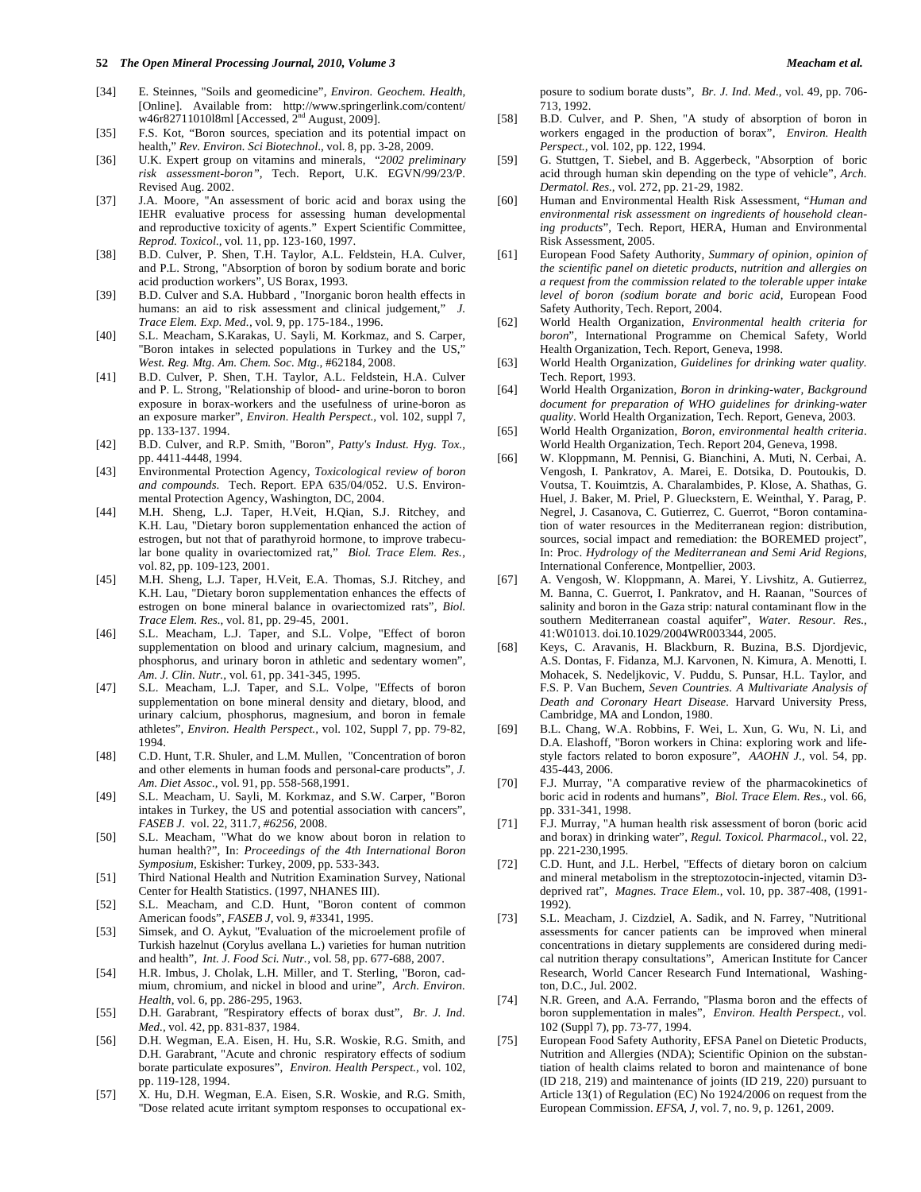[34] E. Steinnes, "Soils and geomedicine", *Environ. Geochem. Health*, [Online]. Available from: http://www.springerlink.com/content/w46r82711010l8ml [Accessed, 2nd August, 2009].

[35] F.S. Kot, "Boron sources, speciation and its potential impact on health," *Rev. Environ. Sci Biotechnol.*, vol. 8, pp. 3-28, 2009.

[36] U.K. Expert group on vitamins and minerals, "*2002 preliminary risk assessment-boron*", Tech. Report, U.K. EGVN/99/23/P. Revised Aug. 2002.

[37] J.A. Moore, "An assessment of boric acid and borax using the IEHR evaluative process for assessing human developmental and reproductive toxicity of agents." Expert Scientific Committee, *Reprod. Toxicol.*, vol. 11, pp. 123-160, 1997.

[38] B.D. Culver, P. Shen, T.H. Taylor, A.L. Feldstein, H.A. Culver, and P.L. Strong, "Absorption of boron by sodium borate and boric acid production workers", US Borax, 1993.

[39] B.D. Culver and S.A. Hubbard , "Inorganic boron health effects in humans: an aid to risk assessment and clinical judgement," *J. Trace Elem. Exp. Med.*, vol. 9, pp. 175-184., 1996.

[40] S.L. Meacham, S.Karakas, U. Sayli, M. Korkmaz, and S. Carper, "Boron intakes in selected populations in Turkey and the US," *West. Reg. Mtg. Am. Chem. Soc. Mtg.*, #62184, 2008.

[41] B.D. Culver, P. Shen, T.H. Taylor, A.L. Feldstein, H.A. Culver and P. L. Strong, "Relationship of blood- and urine-boron to boron exposure in borax-workers and the usefulness of urine-boron as an exposure marker", *Environ. Health Perspect.*, vol. 102, suppl 7, pp. 133-137. 1994.

[42] B.D. Culver, and R.P. Smith, "Boron", *Patty's Indust. Hyg. Tox.*, pp. 4411-4448, 1994.

[43] Environmental Protection Agency, *Toxicological review of boron and compounds*. Tech. Report. EPA 635/04/052. U.S. Environmental Protection Agency, Washington, DC, 2004.

[44] M.H. Sheng, L.J. Taper, H.Veit, H.Qian, S.J. Ritchey, and K.H. Lau, "Dietary boron supplementation enhanced the action of estrogen, but not that of parathyroid hormone, to improve trabecular bone quality in ovariectomized rat," *Biol. Trace Elem. Res.*, vol. 82, pp. 109-123, 2001.

[45] M.H. Sheng, L.J. Taper, H.Veit, E.A. Thomas, S.J. Ritchey, and K.H. Lau, "Dietary boron supplementation enhances the effects of estrogen on bone mineral balance in ovariectomized rats", *Biol. Trace Elem. Res.*, vol. 81, pp. 29-45, 2001.

[46] S.L. Meacham, L.J. Taper, and S.L. Volpe, "Effect of boron supplementation on blood and urinary calcium, magnesium, and phosphorus, and urinary boron in athletic and sedentary women", *Am. J. Clin. Nutr.*, vol. 61, pp. 341-345, 1995.

[47] S.L. Meacham, L.J. Taper, and S.L. Volpe, "Effects of boron supplementation on bone mineral density and dietary, blood, and urinary calcium, phosphorus, magnesium, and boron in female athletes", *Environ. Health Perspect.*, vol. 102, Suppl 7, pp. 79-82, 1994.

[48] C.D. Hunt, T.R. Shuler, and L.M. Mullen, "Concentration of boron and other elements in human foods and personal-care products", *J. Am. Diet Assoc.*, vol. 91, pp. 558-568,1991.

[49] S.L. Meacham, U. Sayli, M. Korkmaz, and S.W. Carper, "Boron intakes in Turkey, the US and potential association with cancers", *FASEB J.* vol. 22, 311.7, *#6256*, 2008.

[50] S.L. Meacham, "What do we know about boron in relation to human health?", In: *Proceedings of the 4th International Boron Symposium*, Eskisher: Turkey, 2009, pp. 533-343.

[51] Third National Health and Nutrition Examination Survey, National Center for Health Statistics. (1997, NHANES III).

[52] S.L. Meacham, and C.D. Hunt, "Boron content of common American foods", *FASEB J*, vol. 9, #3341, 1995.

[53] Simsek, and O. Aykut, "Evaluation of the microelement profile of Turkish hazelnut (Corylus avellana L.) varieties for human nutrition and health", *Int. J. Food Sci. Nutr.*, vol. 58, pp. 677-688, 2007.

[54] H.R. Imbus, J. Cholak, L.H. Miller, and T. Sterling, "Boron, cadmium, chromium, and nickel in blood and urine", *Arch. Environ. Health*, vol. 6, pp. 286-295, 1963.

[55] D.H. Garabrant, "Respiratory effects of borax dust", *Br. J. Ind. Med.*, vol. 42, pp. 831-837, 1984.

[56] D.H. Wegman, E.A. Eisen, H. Hu, S.R. Woskie, R.G. Smith, and D.H. Garabrant, "Acute and chronic respiratory effects of sodium borate particulate exposures", *Environ. Health Perspect.*, vol. 102, pp. 119-128, 1994.

[57] X. Hu, D.H. Wegman, E.A. Eisen, S.R. Woskie, and R.G. Smith, "Dose related acute irritant symptom responses to occupational exposure to sodium borate dusts", *Br. J. Ind. Med.*, vol. 49, pp. 706-713, 1992.

[58] B.D. Culver, and P. Shen, "A study of absorption of boron in workers engaged in the production of borax", *Environ. Health Perspect.*, vol. 102, pp. 122, 1994.

[59] G. Stuttgen, T. Siebel, and B. Aggerbeck, "Absorption of boric acid through human skin depending on the type of vehicle", *Arch. Dermatol. Res.*, vol. 272, pp. 21-29, 1982.

[60] Human and Environmental Health Risk Assessment, "*Human and environmental risk assessment on ingredients of household cleaning products*", Tech. Report, HERA, Human and Environmental Risk Assessment, 2005.

[61] European Food Safety Authority, *Summary of opinion, opinion of the scientific panel on dietetic products, nutrition and allergies on a request from the commission related to the tolerable upper intake level of boron (sodium borate and boric acid*, European Food Safety Authority, Tech. Report, 2004.

[62] World Health Organization, *Environmental health criteria for boron*", International Programme on Chemical Safety, World Health Organization, Tech. Report, Geneva, 1998.

[63] World Health Organization, *Guidelines for drinking water quality.* Tech. Report, 1993.

[64] World Health Organization, *Boron in drinking-water, Background document for preparation of WHO guidelines for drinking-water quality*. World Health Organization, Tech. Report, Geneva, 2003.

[65] World Health Organization, *Boron, environmental health criteria*. World Health Organization, Tech. Report 204, Geneva, 1998.

[66] W. Kloppmann, M. Pennisi, G. Bianchini, A. Muti, N. Cerbai, A. Vengosh, I. Pankratov, A. Marei, E. Dotsika, D. Poutoukis, D. Voutsa, T. Kouimtzis, A. Charalambides, P. Klose, A. Shathas, G. Huel, J. Baker, M. Priel, P. Glueckstern, E. Weinthal, Y. Parag, P. Negrel, J. Casanova, C. Gutierrez, C. Guerrot, "Boron contamination of water resources in the Mediterranean region: distribution, sources, social impact and remediation: the BOREMED project", In: Proc. *Hydrology of the Mediterranean and Semi Arid Regions*, International Conference, Montpellier, 2003.

[67] A. Vengosh, W. Kloppmann, A. Marei, Y. Livshitz, A. Gutierrez, M. Banna, C. Guerrot, I. Pankratov, and H. Raanan, "Sources of salinity and boron in the Gaza strip: natural contaminant flow in the southern Mediterranean coastal aquifer", *Water. Resour. Res.*, 41:W01013. doi.10.1029/2004WR003344, 2005.

[68] Keys, C. Aravanis, H. Blackburn, R. Buzina, B.S. Djordjevic, A.S. Dontas, F. Fidanza, M.J. Karvonen, N. Kimura, A. Menotti, I. Mohacek, S. Nedeljkovic, V. Puddu, S. Punsar, H.L. Taylor, and F.S. P. Van Buchem, *Seven Countries. A Multivariate Analysis of Death and Coronary Heart Disease.* Harvard University Press, Cambridge, MA and London, 1980.

[69] B.L. Chang, W.A. Robbins, F. Wei, L. Xun, G. Wu, N. Li, and D.A. Elashoff, "Boron workers in China: exploring work and lifestyle factors related to boron exposure", *AAOHN J.*, vol. 54, pp. 435-443, 2006.

[70] F.J. Murray, "A comparative review of the pharmacokinetics of boric acid in rodents and humans", *Biol. Trace Elem. Res.*, vol. 66, pp. 331-341, 1998.

[71] F.J. Murray, "A human health risk assessment of boron (boric acid and borax) in drinking water", *Regul. Toxicol. Pharmacol.*, vol. 22, pp. 221-230,1995.

[72] C.D. Hunt, and J.L. Herbel, "Effects of dietary boron on calcium and mineral metabolism in the streptozotocin-injected, vitamin D3-deprived rat", *Magnes. Trace Elem.*, vol. 10, pp. 387-408, (1991-1992).

[73] S.L. Meacham, J. Cizdziel, A. Sadik, and N. Farrey, "Nutritional assessments for cancer patients can be improved when mineral concentrations in dietary supplements are considered during medical nutrition therapy consultations", American Institute for Cancer Research, World Cancer Research Fund International, Washington, D.C., Jul. 2002.

[74] N.R. Green, and A.A. Ferrando, "Plasma boron and the effects of boron supplementation in males", *Environ. Health Perspect.*, vol. 102 (Suppl 7), pp. 73-77, 1994.

[75] European Food Safety Authority, EFSA Panel on Dietetic Products, Nutrition and Allergies (NDA); Scientific Opinion on the substantiation of health claims related to boron and maintenance of bone (ID 218, 219) and maintenance of joints (ID 219, 220) pursuant to Article 13(1) of Regulation (EC) No 1924/2006 on request from the European Commission. *EFSA, J*, vol. 7, no. 9, p. 1261, 2009.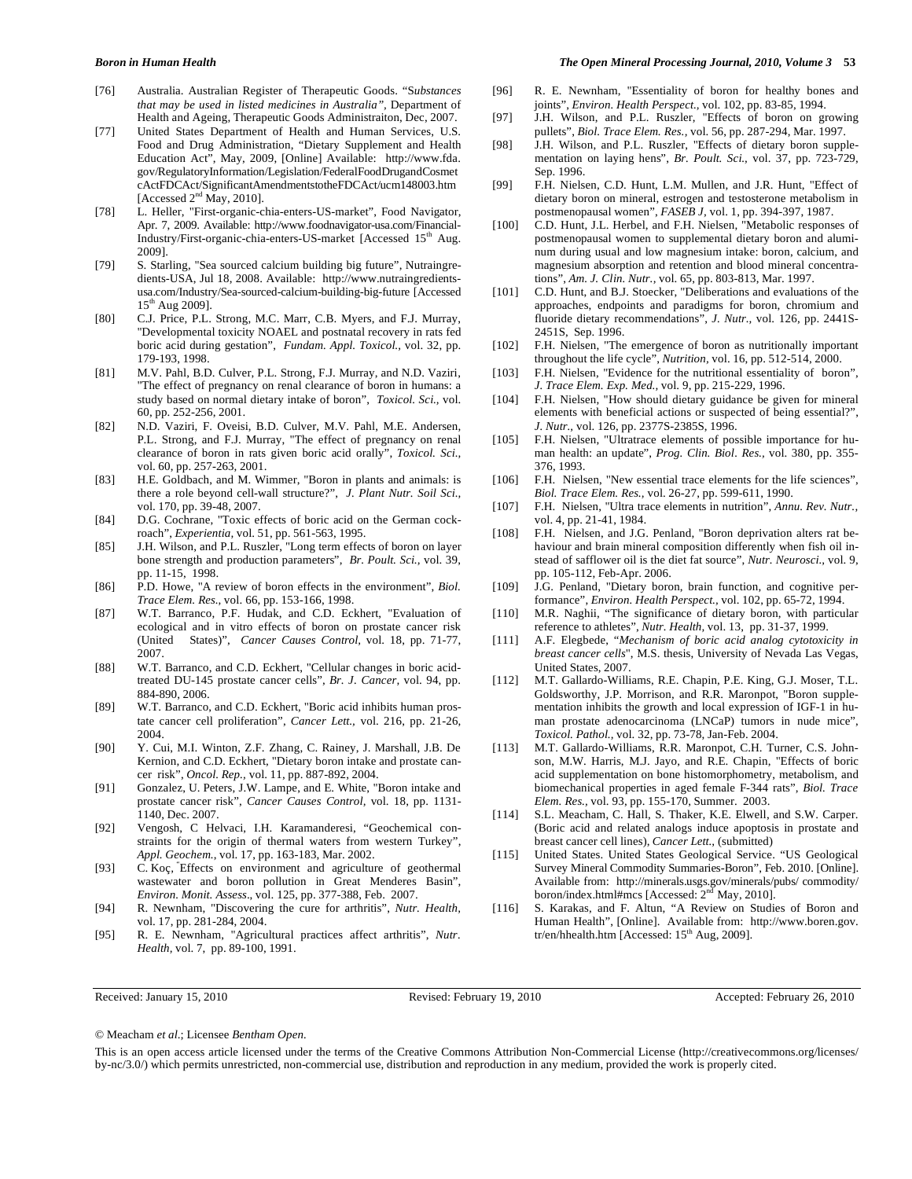[76] Australia. Australian Register of Therapeutic Goods. "S*ubstances that may be used in listed medicines in Australia"*, Department of Health and Ageing, Therapeutic Goods Administraiton, Dec, 2007.

[77] United States Department of Health and Human Services, U.S. Food and Drug Administration, "Dietary Supplement and Health Education Act", May, 2009, [Online] Available: http://www.fda.gov/RegulatoryInformation/Legislation/FederalFoodDrugandCosmetcActFDCAct/SignificantAmendmentstotheFDCAct/ucm148003.htm [Accessed 2nd May, 2010].

[78] L. Heller, "First-organic-chia-enters-US-market", Food Navigator, Apr. 7, 2009. Available: http://www.foodnavigator-usa.com/Financial-Industry/First-organic-chia-enters-US-market [Accessed 15th Aug. 2009].

[79] S. Starling, "Sea sourced calcium building big future", Nutraingredients-USA, Jul 18, 2008. Available: http://www.nutraingredients-usa.com/Industry/Sea-sourced-calcium-building-big-future [Accessed 15th Aug 2009].

[80] C.J. Price, P.L. Strong, M.C. Marr, C.B. Myers, and F.J. Murray, "Developmental toxicity NOAEL and postnatal recovery in rats fed boric acid during gestation", *Fundam. Appl. Toxicol.*, vol. 32, pp. 179-193, 1998.

[81] M.V. Pahl, B.D. Culver, P.L. Strong, F.J. Murray, and N.D. Vaziri, "The effect of pregnancy on renal clearance of boron in humans: a study based on normal dietary intake of boron", *Toxicol. Sci.*, vol. 60, pp. 252-256, 2001.

[82] N.D. Vaziri, F. Oveisi, B.D. Culver, M.V. Pahl, M.E. Andersen, P.L. Strong, and F.J. Murray, "The effect of pregnancy on renal clearance of boron in rats given boric acid orally", *Toxicol. Sci.*, vol. 60, pp. 257-263, 2001.

[83] H.E. Goldbach, and M. Wimmer, "Boron in plants and animals: is there a role beyond cell-wall structure?", *J. Plant Nutr. Soil Sci.*, vol. 170, pp. 39-48, 2007.

[84] D.G. Cochrane, "Toxic effects of boric acid on the German cockroach", *Experientia*, vol. 51, pp. 561-563, 1995.

[85] J.H. Wilson, and P.L. Ruszler, "Long term effects of boron on layer bone strength and production parameters", *Br. Poult. Sci.*, vol. 39, pp. 11-15, 1998.

[86] P.D. Howe, "A review of boron effects in the environment", *Biol. Trace Elem. Res.*, vol. 66, pp. 153-166, 1998.

[87] W.T. Barranco, P.F. Hudak, and C.D. Eckhert, "Evaluation of ecological and in vitro effects of boron on prostate cancer risk (United States)", *Cancer Causes Control*, vol. 18, pp. 71-77, 2007.

[88] W.T. Barranco, and C.D. Eckhert, "Cellular changes in boric acid-treated DU-145 prostate cancer cells", *Br. J. Cancer*, vol. 94, pp. 884-890, 2006.

[89] W.T. Barranco, and C.D. Eckhert, "Boric acid inhibits human prostate cancer cell proliferation", *Cancer Lett.*, vol. 216, pp. 21-26, 2004.

[90] Y. Cui, M.I. Winton, Z.F. Zhang, C. Rainey, J. Marshall, J.B. De Kernion, and C.D. Eckhert, "Dietary boron intake and prostate cancer risk", *Oncol. Rep.*, vol. 11, pp. 887-892, 2004.

[91] Gonzalez, U. Peters, J.W. Lampe, and E. White, "Boron intake and prostate cancer risk", *Cancer Causes Control*, vol. 18, pp. 1131-1140, Dec. 2007.

[92] Vengosh, C Helvaci, I.H. Karamanderesi, "Geochemical constraints for the origin of thermal waters from western Turkey", *Appl. Geochem.*, vol. 17, pp. 163-183, Mar. 2002.

[93] C. Koç, "Effects on environment and agriculture of geothermal wastewater and boron pollution in Great Menderes Basin", *Environ. Monit. Assess*., vol. 125, pp. 377-388, Feb. 2007.

[94] R. Newnham, "Discovering the cure for arthritis", *Nutr. Health*, vol. 17, pp. 281-284, 2004.

[95] R. E. Newnham, "Agricultural practices affect arthritis", *Nutr. Health*, vol. 7, pp. 89-100, 1991.

[96] R. E. Newnham, "Essentiality of boron for healthy bones and joints", *Environ. Health Perspect.*, vol. 102, pp. 83-85, 1994.

[97] J.H. Wilson, and P.L. Ruszler, "Effects of boron on growing pullets", *Biol. Trace Elem. Res.*, vol. 56, pp. 287-294, Mar. 1997.

[98] J.H. Wilson, and P.L. Ruszler, "Effects of dietary boron supplementation on laying hens", *Br. Poult. Sci.*, vol. 37, pp. 723-729, Sep. 1996.

[99] F.H. Nielsen, C.D. Hunt, L.M. Mullen, and J.R. Hunt, "Effect of dietary boron on mineral, estrogen and testosterone metabolism in postmenopausal women", *FASEB J*, vol. 1, pp. 394-397, 1987.

[100] C.D. Hunt, J.L. Herbel, and F.H. Nielsen, "Metabolic responses of postmenopausal women to supplemental dietary boron and aluminum during usual and low magnesium intake: boron, calcium, and magnesium absorption and retention and blood mineral concentrations", *Am. J. Clin. Nutr.*, vol. 65, pp. 803-813, Mar. 1997.

[101] C.D. Hunt, and B.J. Stoecker, "Deliberations and evaluations of the approaches, endpoints and paradigms for boron, chromium and fluoride dietary recommendations", *J. Nutr.*, vol. 126, pp. 2441S-2451S, Sep. 1996.

[102] F.H. Nielsen, "The emergence of boron as nutritionally important throughout the life cycle", *Nutrition*, vol. 16, pp. 512-514, 2000.

[103] F.H. Nielsen, "Evidence for the nutritional essentiality of boron", *J. Trace Elem. Exp. Med.*, vol. 9, pp. 215-229, 1996.

[104] F.H. Nielsen, "How should dietary guidance be given for mineral elements with beneficial actions or suspected of being essential?", *J. Nutr.*, vol. 126, pp. 2377S-2385S, 1996.

[105] F.H. Nielsen, "Ultratrace elements of possible importance for human health: an update", *Prog. Clin. Biol. Res.*, vol. 380, pp. 355-376, 1993.

[106] F.H. Nielsen, "New essential trace elements for the life sciences", *Biol. Trace Elem. Res.*, vol. 26-27, pp. 599-611, 1990.

[107] F.H. Nielsen, "Ultra trace elements in nutrition", *Annu. Rev. Nutr.*, vol. 4, pp. 21-41, 1984.

[108] F.H. Nielsen, and J.G. Penland, "Boron deprivation alters rat behaviour and brain mineral composition differently when fish oil instead of safflower oil is the diet fat source", *Nutr. Neurosci.*, vol. 9, pp. 105-112, Feb-Apr. 2006.

[109] J.G. Penland, "Dietary boron, brain function, and cognitive performance", *Environ. Health Perspect.*, vol. 102, pp. 65-72, 1994.

[110] M.R. Naghii, "The significance of dietary boron, with particular reference to athletes", *Nutr. Health*, vol. 13, pp. 31-37, 1999.

[111] A.F. Elegbede, "*Mechanism of boric acid analog cytotoxicity in breast cancer cells*", M.S. thesis, University of Nevada Las Vegas, United States, 2007.

[112] M.T. Gallardo-Williams, R.E. Chapin, P.E. King, G.J. Moser, T.L. Goldsworthy, J.P. Morrison, and R.R. Maronpot, "Boron supplementation inhibits the growth and local expression of IGF-1 in human prostate adenocarcinoma (LNCaP) tumors in nude mice", *Toxicol. Pathol.*, vol. 32, pp. 73-78, Jan-Feb. 2004.

[113] M.T. Gallardo-Williams, R.R. Maronpot, C.H. Turner, C.S. Johnson, M.W. Harris, M.J. Jayo, and R.E. Chapin, "Effects of boric acid supplementation on bone histomorphometry, metabolism, and biomechanical properties in aged female F-344 rats", *Biol. Trace Elem. Res.*, vol. 93, pp. 155-170, Summer. 2003.

[114] S.L. Meacham, C. Hall, S. Thaker, K.E. Elwell, and S.W. Carper. (Boric acid and related analogs induce apoptosis in prostate and breast cancer cell lines), *Cancer Lett.*, (submitted)

[115] United States. United States Geological Service. "US Geological Survey Mineral Commodity Summaries-Boron", Feb. 2010. [Online]. Available from: http://minerals.usgs.gov/minerals/pubs/ commodity/ boron/index.html#mcs [Accessed: 2nd May, 2010].

[116] S. Karakas, and F. Altun, "A Review on Studies of Boron and Human Health", [Online]. Available from: http://www.boren.gov.tr/en/hhealth.htm [Accessed: 15th Aug, 2009].

---

Received: January 15, 2010 Revised: February 19, 2010 Accepted: February 26, 2010

© Meacham *et al.*; Licensee *Bentham Open*.

This is an open access article licensed under the terms of the Creative Commons Attribution Non-Commercial License (http://creativecommons.org/licenses/by-nc/3.0/) which permits unrestricted, non-commercial use, distribution and reproduction in any medium, provided the work is properly cited.